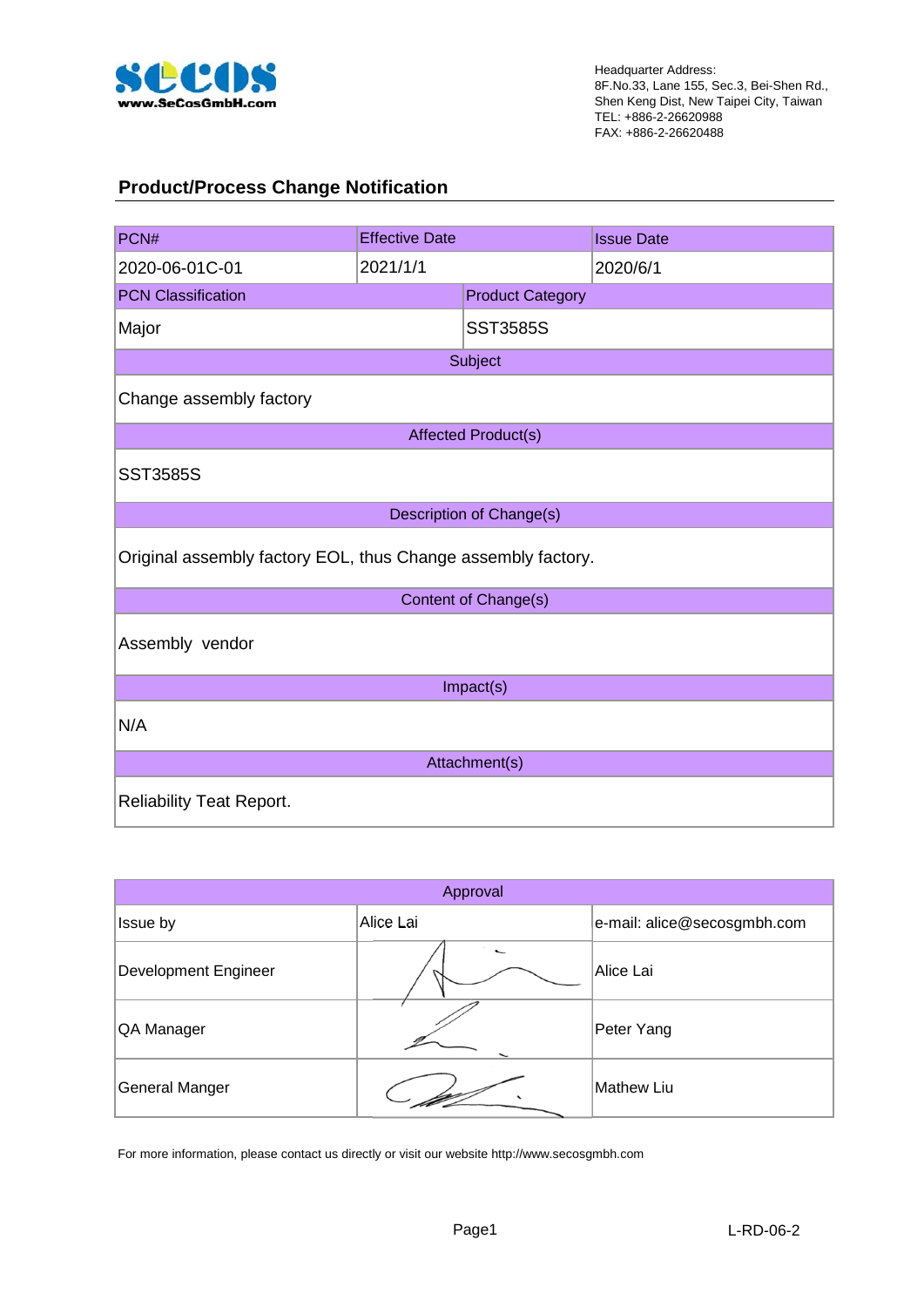Headquarter Address:
8F.No.33, Lane 155, Sec.3, Bei-Shen Rd.,
Shen Keng Dist, New Taipei City, Taiwan
TEL: +886-2-26620988
FAX: +886-2-26620488

## Product/Process Change Notification

| PCN# | Effective Date | Issue Date |
|---|---|---|
| 2020-06-01C-01 | 2021/1/1 | 2020/6/1 |

| PCN Classification | Product Category |
|---|---|
| Major | SST3585S |

**Subject**

Change assembly factory

**Affected Product(s)**

SST3585S

**Description of Change(s)**

Original assembly factory EOL, thus Change assembly factory.

**Content of Change(s)**

Assembly vendor

**Impact(s)**

N/A

**Attachment(s)**

Reliability Teat Report.

| Approval | | |
|---|---|---|
| Issue by | Alice Lai | e-mail: alice@secosgmbh.com |
| Development Engineer | | Alice Lai |
| QA Manager | | Peter Yang |
| General Manger | | Mathew Liu |

For more information, please contact us directly or visit our website http://www.secosgmbh.com

L-RD-06-2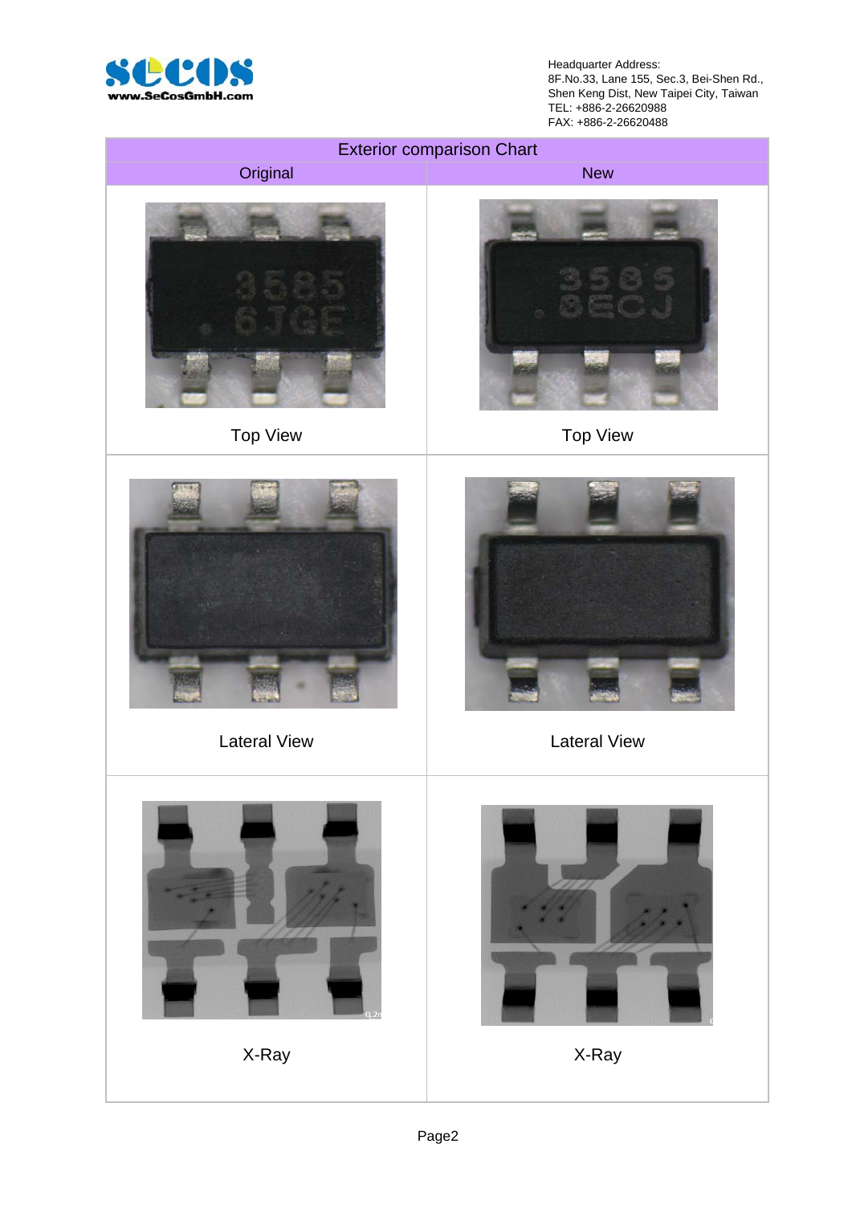Headquarter Address:
8F.No.33, Lane 155, Sec.3, Bei-Shen Rd.,
Shen Keng Dist, New Taipei City, Taiwan
TEL: +886-2-26620988
FAX: +886-2-26620488

| Exterior comparison Chart | |
|---|---|
| Original | New |
| Top View | Top View |
| Lateral View | Lateral View |
| X-Ray | X-Ray |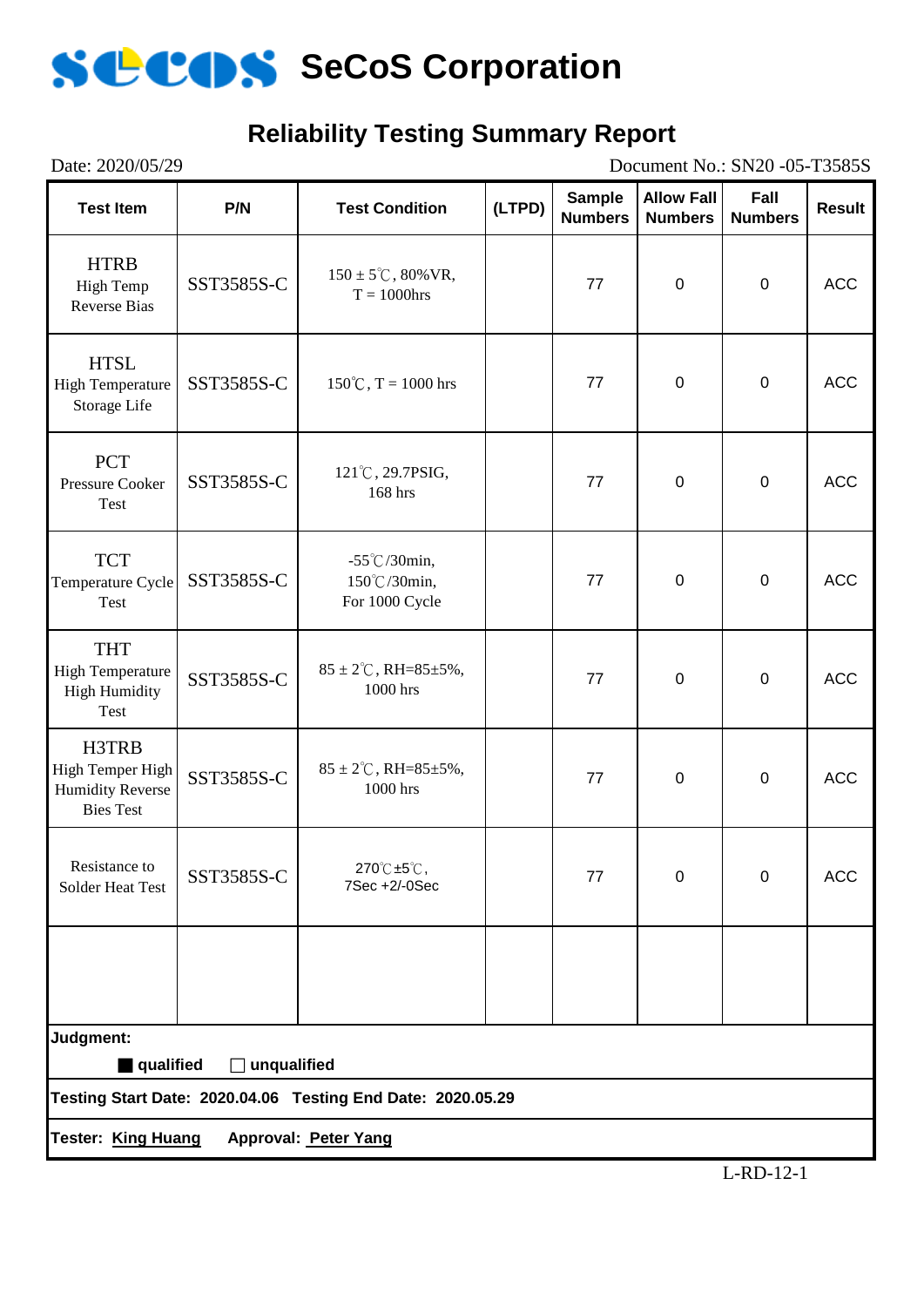# SeCoS Corporation

## Reliability Testing Summary Report

Date: 2020/05/29 Document No.: SN20 -05-T3585S

| Test Item | P/N | Test Condition | (LTPD) | Sample Numbers | Allow Fall Numbers | Fall Numbers | Result |
|---|---|---|---|---|---|---|---|
| HTRB High Temp Reverse Bias | SST3585S-C | 150 ± 5℃, 80%VR, T = 1000hrs | | 77 | 0 | 0 | ACC |
| HTSL High Temperature Storage Life | SST3585S-C | 150℃, T = 1000 hrs | | 77 | 0 | 0 | ACC |
| PCT Pressure Cooker Test | SST3585S-C | 121℃, 29.7PSIG, 168 hrs | | 77 | 0 | 0 | ACC |
| TCT Temperature Cycle Test | SST3585S-C | -55℃/30min, 150℃/30min, For 1000 Cycle | | 77 | 0 | 0 | ACC |
| THT High Temperature High Humidity Test | SST3585S-C | 85 ± 2℃, RH=85±5%, 1000 hrs | | 77 | 0 | 0 | ACC |
| H3TRB High Temper High Humidity Reverse Bies Test | SST3585S-C | 85 ± 2℃, RH=85±5%, 1000 hrs | | 77 | 0 | 0 | ACC |
| Resistance to Solder Heat Test | SST3585S-C | 270℃±5℃, 7Sec +2/-0Sec | | 77 | 0 | 0 | ACC |
| | | | | | | | |

**Judgment:**

■ **qualified** ☐ **unqualified**

**Testing Start Date: 2020.04.06 Testing End Date: 2020.05.29**

**Tester: King Huang Approval: Peter Yang**

L-RD-12-1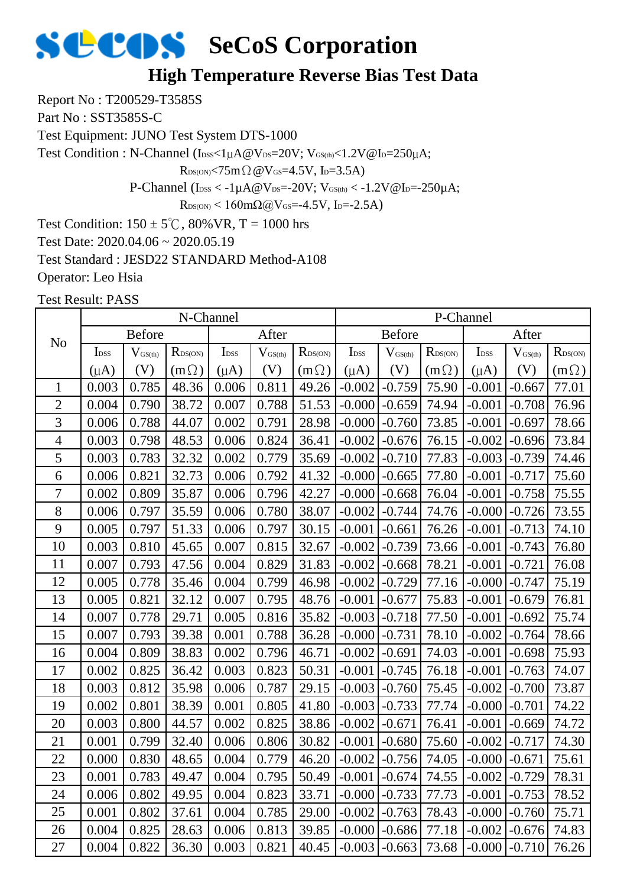# SeCoS Corporation

## High Temperature Reverse Bias Test Data

Report No : T200529-T3585S

Part No : SST3585S-C

Test Equipment: JUNO Test System DTS-1000

Test Condition : N-Channel ($I_{DSS}$<1μA@$V_{DS}$=20V; $V_{GS(th)}$<1.2V@$I_D$=250μA;

$R_{DS(ON)}$<75mΩ@$V_{GS}$=4.5V, $I_D$=3.5A)

P-Channel ($I_{DSS}$ < -1μA@$V_{DS}$=-20V; $V_{GS(th)}$ < -1.2V@$I_D$=-250μA;

$R_{DS(ON)}$ < 160mΩ@$V_{GS}$=-4.5V, $I_D$=-2.5A)

Test Condition: 150 ± 5℃, 80%VR, T = 1000 hrs

Test Date: 2020.04.06 ~ 2020.05.19

Test Standard : JESD22 STANDARD Method-A108

Operator: Leo Hsia

Test Result: PASS

| No | N-Channel | | | | | | P-Channel | | | | | |
|---|---|---|---|---|---|---|---|---|---|---|---|---|
| | Before | | | After | | | Before | | | After | | |
| | $I_{DSS}$ (μA) | $V_{GS(th)}$ (V) | $R_{DS(ON)}$ (mΩ) | $I_{DSS}$ (μA) | $V_{GS(th)}$ (V) | $R_{DS(ON)}$ (mΩ) | $I_{DSS}$ (μA) | $V_{GS(th)}$ (V) | $R_{DS(ON)}$ (mΩ) | $I_{DSS}$ (μA) | $V_{GS(th)}$ (V) | $R_{DS(ON)}$ (mΩ) |
| 1 | 0.003 | 0.785 | 48.36 | 0.006 | 0.811 | 49.26 | -0.002 | -0.759 | 75.90 | -0.001 | -0.667 | 77.01 |
| 2 | 0.004 | 0.790 | 38.72 | 0.007 | 0.788 | 51.53 | -0.000 | -0.659 | 74.94 | -0.001 | -0.708 | 76.96 |
| 3 | 0.006 | 0.788 | 44.07 | 0.002 | 0.791 | 28.98 | -0.000 | -0.760 | 73.85 | -0.001 | -0.697 | 78.66 |
| 4 | 0.003 | 0.798 | 48.53 | 0.006 | 0.824 | 36.41 | -0.002 | -0.676 | 76.15 | -0.002 | -0.696 | 73.84 |
| 5 | 0.003 | 0.783 | 32.32 | 0.002 | 0.779 | 35.69 | -0.002 | -0.710 | 77.83 | -0.003 | -0.739 | 74.46 |
| 6 | 0.006 | 0.821 | 32.73 | 0.006 | 0.792 | 41.32 | -0.000 | -0.665 | 77.80 | -0.001 | -0.717 | 75.60 |
| 7 | 0.002 | 0.809 | 35.87 | 0.006 | 0.796 | 42.27 | -0.000 | -0.668 | 76.04 | -0.001 | -0.758 | 75.55 |
| 8 | 0.006 | 0.797 | 35.59 | 0.006 | 0.780 | 38.07 | -0.002 | -0.744 | 74.76 | -0.000 | -0.726 | 73.55 |
| 9 | 0.005 | 0.797 | 51.33 | 0.006 | 0.797 | 30.15 | -0.001 | -0.661 | 76.26 | -0.001 | -0.713 | 74.10 |
| 10 | 0.003 | 0.810 | 45.65 | 0.007 | 0.815 | 32.67 | -0.002 | -0.739 | 73.66 | -0.001 | -0.743 | 76.80 |
| 11 | 0.007 | 0.793 | 47.56 | 0.004 | 0.829 | 31.83 | -0.002 | -0.668 | 78.21 | -0.001 | -0.721 | 76.08 |
| 12 | 0.005 | 0.778 | 35.46 | 0.004 | 0.799 | 46.98 | -0.002 | -0.729 | 77.16 | -0.000 | -0.747 | 75.19 |
| 13 | 0.005 | 0.821 | 32.12 | 0.007 | 0.795 | 48.76 | -0.001 | -0.677 | 75.83 | -0.001 | -0.679 | 76.81 |
| 14 | 0.007 | 0.778 | 29.71 | 0.005 | 0.816 | 35.82 | -0.003 | -0.718 | 77.50 | -0.001 | -0.692 | 75.74 |
| 15 | 0.007 | 0.793 | 39.38 | 0.001 | 0.788 | 36.28 | -0.000 | -0.731 | 78.10 | -0.002 | -0.764 | 78.66 |
| 16 | 0.004 | 0.809 | 38.83 | 0.002 | 0.796 | 46.71 | -0.002 | -0.691 | 74.03 | -0.001 | -0.698 | 75.93 |
| 17 | 0.002 | 0.825 | 36.42 | 0.003 | 0.823 | 50.31 | -0.001 | -0.745 | 76.18 | -0.001 | -0.763 | 74.07 |
| 18 | 0.003 | 0.812 | 35.98 | 0.006 | 0.787 | 29.15 | -0.003 | -0.760 | 75.45 | -0.002 | -0.700 | 73.87 |
| 19 | 0.002 | 0.801 | 38.39 | 0.001 | 0.805 | 41.80 | -0.003 | -0.733 | 77.74 | -0.000 | -0.701 | 74.22 |
| 20 | 0.003 | 0.800 | 44.57 | 0.002 | 0.825 | 38.86 | -0.002 | -0.671 | 76.41 | -0.001 | -0.669 | 74.72 |
| 21 | 0.001 | 0.799 | 32.40 | 0.006 | 0.806 | 30.82 | -0.001 | -0.680 | 75.60 | -0.002 | -0.717 | 74.30 |
| 22 | 0.000 | 0.830 | 48.65 | 0.004 | 0.779 | 46.20 | -0.002 | -0.756 | 74.05 | -0.000 | -0.671 | 75.61 |
| 23 | 0.001 | 0.783 | 49.47 | 0.004 | 0.795 | 50.49 | -0.001 | -0.674 | 74.55 | -0.002 | -0.729 | 78.31 |
| 24 | 0.006 | 0.802 | 49.95 | 0.004 | 0.823 | 33.71 | -0.000 | -0.733 | 77.73 | -0.001 | -0.753 | 78.52 |
| 25 | 0.001 | 0.802 | 37.61 | 0.004 | 0.785 | 29.00 | -0.002 | -0.763 | 78.43 | -0.000 | -0.760 | 75.71 |
| 26 | 0.004 | 0.825 | 28.63 | 0.006 | 0.813 | 39.85 | -0.000 | -0.686 | 77.18 | -0.002 | -0.676 | 74.83 |
| 27 | 0.004 | 0.822 | 36.30 | 0.003 | 0.821 | 40.45 | -0.003 | -0.663 | 73.68 | -0.000 | -0.710 | 76.26 |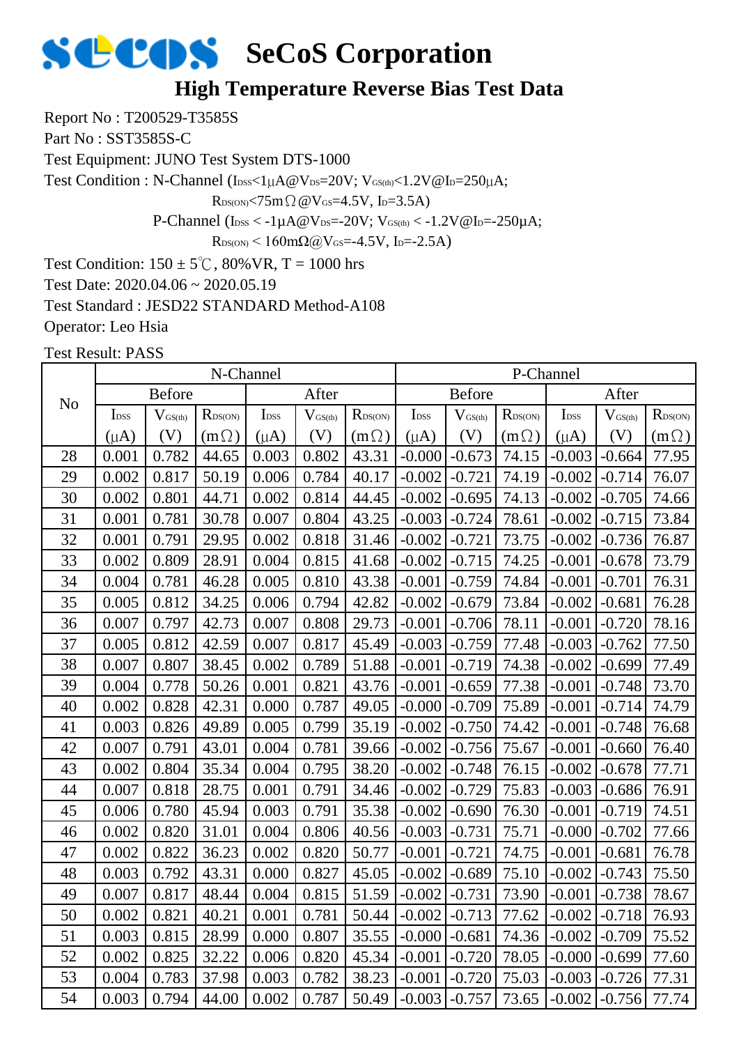# SeCoS Corporation

## High Temperature Reverse Bias Test Data

Report No : T200529-T3585S

Part No : SST3585S-C

Test Equipment: JUNO Test System DTS-1000

Test Condition : N-Channel ($I_{DSS}$<1μA@$V_{DS}$=20V; $V_{GS(th)}$<1.2V@$I_D$=250μA;

$R_{DS(ON)}$<75mΩ@$V_{GS}$=4.5V, $I_D$=3.5A)

P-Channel ($I_{DSS}$ < -1μA@$V_{DS}$=-20V; $V_{GS(th)}$ < -1.2V@$I_D$=-250μA;

$R_{DS(ON)}$ < 160mΩ@$V_{GS}$=-4.5V, $I_D$=-2.5A)

Test Condition: 150 ± 5℃, 80%VR, T = 1000 hrs

Test Date: 2020.04.06 ~ 2020.05.19

Test Standard : JESD22 STANDARD Method-A108

Operator: Leo Hsia

Test Result: PASS

| No | N-Channel | | | | | | P-Channel | | | | | |
|---|---|---|---|---|---|---|---|---|---|---|---|---|
| | Before | | | After | | | Before | | | After | | |
| | $I_{DSS}$ (μA) | $V_{GS(th)}$ (V) | $R_{DS(ON)}$ (mΩ) | $I_{DSS}$ (μA) | $V_{GS(th)}$ (V) | $R_{DS(ON)}$ (mΩ) | $I_{DSS}$ (μA) | $V_{GS(th)}$ (V) | $R_{DS(ON)}$ (mΩ) | $I_{DSS}$ (μA) | $V_{GS(th)}$ (V) | $R_{DS(ON)}$ (mΩ) |
| 28 | 0.001 | 0.782 | 44.65 | 0.003 | 0.802 | 43.31 | -0.000 | -0.673 | 74.15 | -0.003 | -0.664 | 77.95 |
| 29 | 0.002 | 0.817 | 50.19 | 0.006 | 0.784 | 40.17 | -0.002 | -0.721 | 74.19 | -0.002 | -0.714 | 76.07 |
| 30 | 0.002 | 0.801 | 44.71 | 0.002 | 0.814 | 44.45 | -0.002 | -0.695 | 74.13 | -0.002 | -0.705 | 74.66 |
| 31 | 0.001 | 0.781 | 30.78 | 0.007 | 0.804 | 43.25 | -0.003 | -0.724 | 78.61 | -0.002 | -0.715 | 73.84 |
| 32 | 0.001 | 0.791 | 29.95 | 0.002 | 0.818 | 31.46 | -0.002 | -0.721 | 73.75 | -0.002 | -0.736 | 76.87 |
| 33 | 0.002 | 0.809 | 28.91 | 0.004 | 0.815 | 41.68 | -0.002 | -0.715 | 74.25 | -0.001 | -0.678 | 73.79 |
| 34 | 0.004 | 0.781 | 46.28 | 0.005 | 0.810 | 43.38 | -0.001 | -0.759 | 74.84 | -0.001 | -0.701 | 76.31 |
| 35 | 0.005 | 0.812 | 34.25 | 0.006 | 0.794 | 42.82 | -0.002 | -0.679 | 73.84 | -0.002 | -0.681 | 76.28 |
| 36 | 0.007 | 0.797 | 42.73 | 0.007 | 0.808 | 29.73 | -0.001 | -0.706 | 78.11 | -0.001 | -0.720 | 78.16 |
| 37 | 0.005 | 0.812 | 42.59 | 0.007 | 0.817 | 45.49 | -0.003 | -0.759 | 77.48 | -0.003 | -0.762 | 77.50 |
| 38 | 0.007 | 0.807 | 38.45 | 0.002 | 0.789 | 51.88 | -0.001 | -0.719 | 74.38 | -0.002 | -0.699 | 77.49 |
| 39 | 0.004 | 0.778 | 50.26 | 0.001 | 0.821 | 43.76 | -0.001 | -0.659 | 77.38 | -0.001 | -0.748 | 73.70 |
| 40 | 0.002 | 0.828 | 42.31 | 0.000 | 0.787 | 49.05 | -0.000 | -0.709 | 75.89 | -0.001 | -0.714 | 74.79 |
| 41 | 0.003 | 0.826 | 49.89 | 0.005 | 0.799 | 35.19 | -0.002 | -0.750 | 74.42 | -0.001 | -0.748 | 76.68 |
| 42 | 0.007 | 0.791 | 43.01 | 0.004 | 0.781 | 39.66 | -0.002 | -0.756 | 75.67 | -0.001 | -0.660 | 76.40 |
| 43 | 0.002 | 0.804 | 35.34 | 0.004 | 0.795 | 38.20 | -0.002 | -0.748 | 76.15 | -0.002 | -0.678 | 77.71 |
| 44 | 0.007 | 0.818 | 28.75 | 0.001 | 0.791 | 34.46 | -0.002 | -0.729 | 75.83 | -0.003 | -0.686 | 76.91 |
| 45 | 0.006 | 0.780 | 45.94 | 0.003 | 0.791 | 35.38 | -0.002 | -0.690 | 76.30 | -0.001 | -0.719 | 74.51 |
| 46 | 0.002 | 0.820 | 31.01 | 0.004 | 0.806 | 40.56 | -0.003 | -0.731 | 75.71 | -0.000 | -0.702 | 77.66 |
| 47 | 0.002 | 0.822 | 36.23 | 0.002 | 0.820 | 50.77 | -0.001 | -0.721 | 74.75 | -0.001 | -0.681 | 76.78 |
| 48 | 0.003 | 0.792 | 43.31 | 0.000 | 0.827 | 45.05 | -0.002 | -0.689 | 75.10 | -0.002 | -0.743 | 75.50 |
| 49 | 0.007 | 0.817 | 48.44 | 0.004 | 0.815 | 51.59 | -0.002 | -0.731 | 73.90 | -0.001 | -0.738 | 78.67 |
| 50 | 0.002 | 0.821 | 40.21 | 0.001 | 0.781 | 50.44 | -0.002 | -0.713 | 77.62 | -0.002 | -0.718 | 76.93 |
| 51 | 0.003 | 0.815 | 28.99 | 0.000 | 0.807 | 35.55 | -0.000 | -0.681 | 74.36 | -0.002 | -0.709 | 75.52 |
| 52 | 0.002 | 0.825 | 32.22 | 0.006 | 0.820 | 45.34 | -0.001 | -0.720 | 78.05 | -0.000 | -0.699 | 77.60 |
| 53 | 0.004 | 0.783 | 37.98 | 0.003 | 0.782 | 38.23 | -0.001 | -0.720 | 75.03 | -0.003 | -0.726 | 77.31 |
| 54 | 0.003 | 0.794 | 44.00 | 0.002 | 0.787 | 50.49 | -0.003 | -0.757 | 73.65 | -0.002 | -0.756 | 77.74 |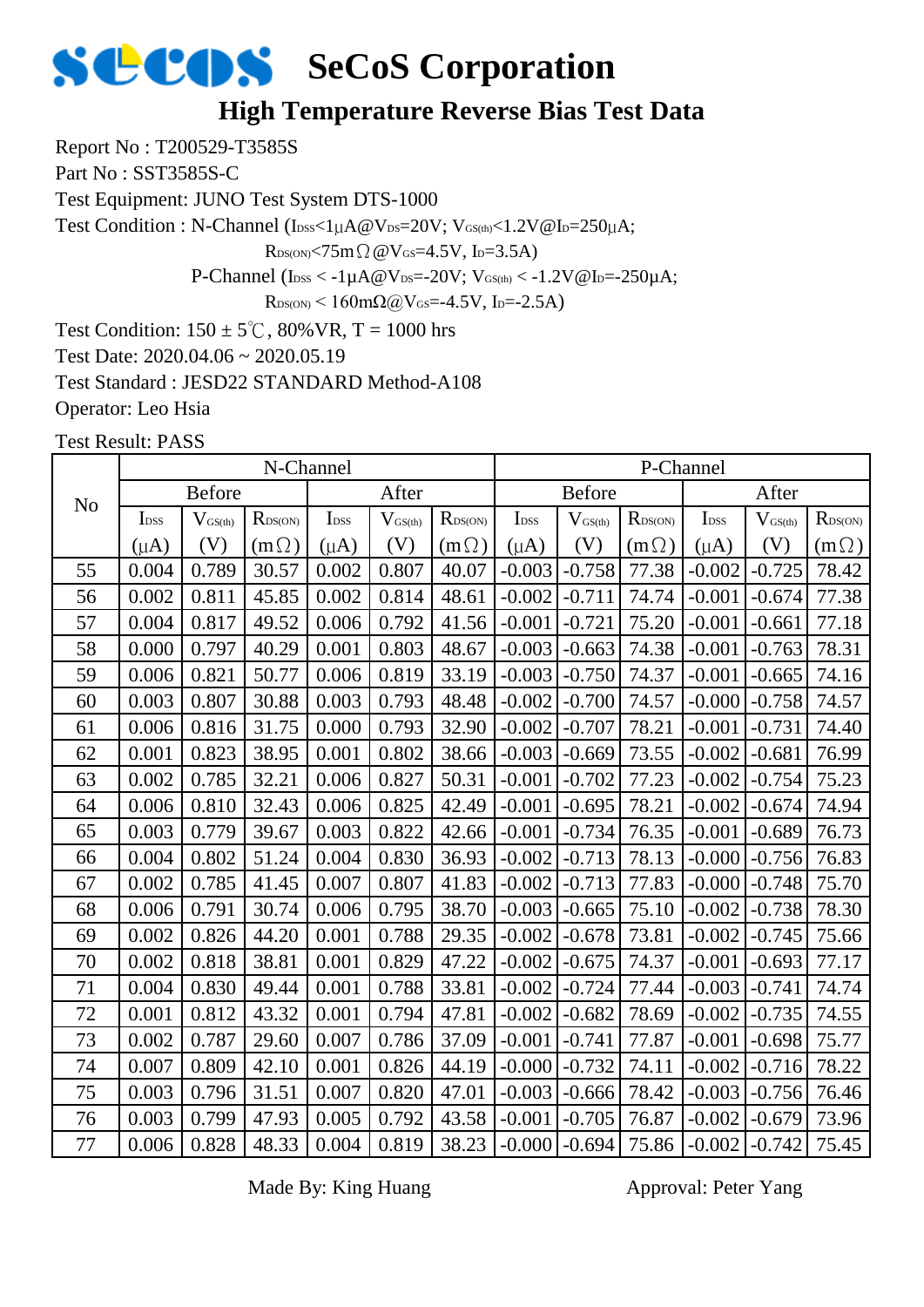# SeCoS Corporation

## High Temperature Reverse Bias Test Data

Report No : T200529-T3585S

Part No : SST3585S-C

Test Equipment: JUNO Test System DTS-1000

Test Condition : N-Channel ($I_{DSS}$<1μA@$V_{DS}$=20V; $V_{GS(th)}$<1.2V@$I_D$=250μA;

$R_{DS(ON)}$<75mΩ@$V_{GS}$=4.5V, $I_D$=3.5A)

P-Channel ($I_{DSS}$ < -1μA@$V_{DS}$=-20V; $V_{GS(th)}$ < -1.2V@$I_D$=-250μA;

$R_{DS(ON)}$ < 160mΩ@$V_{GS}$=-4.5V, $I_D$=-2.5A)

Test Condition: 150 ± 5℃, 80%VR, T = 1000 hrs

Test Date: 2020.04.06 ~ 2020.05.19

Test Standard : JESD22 STANDARD Method-A108

Operator: Leo Hsia

Test Result: PASS

| No | N-Channel | | | | | | P-Channel | | | | | |
|---|---|---|---|---|---|---|---|---|---|---|---|---|
| | Before | | | After | | | Before | | | After | | |
| | $I_{DSS}$ (μA) | $V_{GS(th)}$ (V) | $R_{DS(ON)}$ (mΩ) | $I_{DSS}$ (μA) | $V_{GS(th)}$ (V) | $R_{DS(ON)}$ (mΩ) | $I_{DSS}$ (μA) | $V_{GS(th)}$ (V) | $R_{DS(ON)}$ (mΩ) | $I_{DSS}$ (μA) | $V_{GS(th)}$ (V) | $R_{DS(ON)}$ (mΩ) |
| 55 | 0.004 | 0.789 | 30.57 | 0.002 | 0.807 | 40.07 | -0.003 | -0.758 | 77.38 | -0.002 | -0.725 | 78.42 |
| 56 | 0.002 | 0.811 | 45.85 | 0.002 | 0.814 | 48.61 | -0.002 | -0.711 | 74.74 | -0.001 | -0.674 | 77.38 |
| 57 | 0.004 | 0.817 | 49.52 | 0.006 | 0.792 | 41.56 | -0.001 | -0.721 | 75.20 | -0.001 | -0.661 | 77.18 |
| 58 | 0.000 | 0.797 | 40.29 | 0.001 | 0.803 | 48.67 | -0.003 | -0.663 | 74.38 | -0.001 | -0.763 | 78.31 |
| 59 | 0.006 | 0.821 | 50.77 | 0.006 | 0.819 | 33.19 | -0.003 | -0.750 | 74.37 | -0.001 | -0.665 | 74.16 |
| 60 | 0.003 | 0.807 | 30.88 | 0.003 | 0.793 | 48.48 | -0.002 | -0.700 | 74.57 | -0.000 | -0.758 | 74.57 |
| 61 | 0.006 | 0.816 | 31.75 | 0.000 | 0.793 | 32.90 | -0.002 | -0.707 | 78.21 | -0.001 | -0.731 | 74.40 |
| 62 | 0.001 | 0.823 | 38.95 | 0.001 | 0.802 | 38.66 | -0.003 | -0.669 | 73.55 | -0.002 | -0.681 | 76.99 |
| 63 | 0.002 | 0.785 | 32.21 | 0.006 | 0.827 | 50.31 | -0.001 | -0.702 | 77.23 | -0.002 | -0.754 | 75.23 |
| 64 | 0.006 | 0.810 | 32.43 | 0.006 | 0.825 | 42.49 | -0.001 | -0.695 | 78.21 | -0.002 | -0.674 | 74.94 |
| 65 | 0.003 | 0.779 | 39.67 | 0.003 | 0.822 | 42.66 | -0.001 | -0.734 | 76.35 | -0.001 | -0.689 | 76.73 |
| 66 | 0.004 | 0.802 | 51.24 | 0.004 | 0.830 | 36.93 | -0.002 | -0.713 | 78.13 | -0.000 | -0.756 | 76.83 |
| 67 | 0.002 | 0.785 | 41.45 | 0.007 | 0.807 | 41.83 | -0.002 | -0.713 | 77.83 | -0.000 | -0.748 | 75.70 |
| 68 | 0.006 | 0.791 | 30.74 | 0.006 | 0.795 | 38.70 | -0.003 | -0.665 | 75.10 | -0.002 | -0.738 | 78.30 |
| 69 | 0.002 | 0.826 | 44.20 | 0.001 | 0.788 | 29.35 | -0.002 | -0.678 | 73.81 | -0.002 | -0.745 | 75.66 |
| 70 | 0.002 | 0.818 | 38.81 | 0.001 | 0.829 | 47.22 | -0.002 | -0.675 | 74.37 | -0.001 | -0.693 | 77.17 |
| 71 | 0.004 | 0.830 | 49.44 | 0.001 | 0.788 | 33.81 | -0.002 | -0.724 | 77.44 | -0.003 | -0.741 | 74.74 |
| 72 | 0.001 | 0.812 | 43.32 | 0.001 | 0.794 | 47.81 | -0.002 | -0.682 | 78.69 | -0.002 | -0.735 | 74.55 |
| 73 | 0.002 | 0.787 | 29.60 | 0.007 | 0.786 | 37.09 | -0.001 | -0.741 | 77.87 | -0.001 | -0.698 | 75.77 |
| 74 | 0.007 | 0.809 | 42.10 | 0.001 | 0.826 | 44.19 | -0.000 | -0.732 | 74.11 | -0.002 | -0.716 | 78.22 |
| 75 | 0.003 | 0.796 | 31.51 | 0.007 | 0.820 | 47.01 | -0.003 | -0.666 | 78.42 | -0.003 | -0.756 | 76.46 |
| 76 | 0.003 | 0.799 | 47.93 | 0.005 | 0.792 | 43.58 | -0.001 | -0.705 | 76.87 | -0.002 | -0.679 | 73.96 |
| 77 | 0.006 | 0.828 | 48.33 | 0.004 | 0.819 | 38.23 | -0.000 | -0.694 | 75.86 | -0.002 | -0.742 | 75.45 |

Made By: King Huang Approval: Peter Yang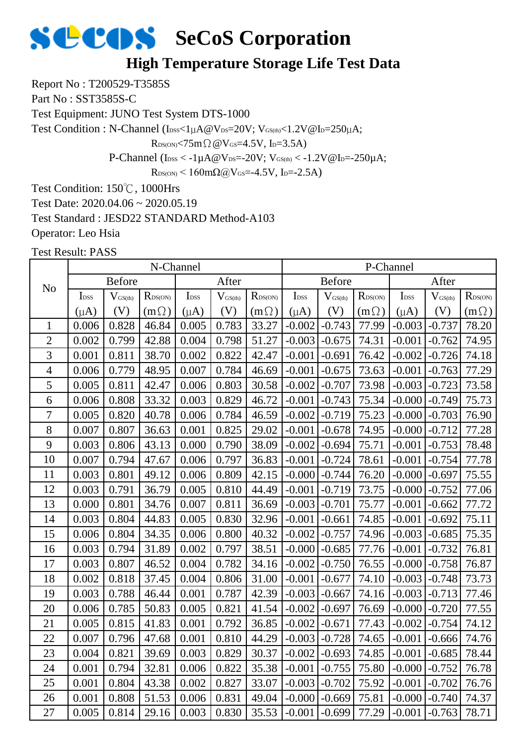# SeCoS Corporation

## High Temperature Storage Life Test Data

Report No : T200529-T3585S

Part No : SST3585S-C

Test Equipment: JUNO Test System DTS-1000

Test Condition : N-Channel ($I_{DSS}$<1μA@$V_{DS}$=20V; $V_{GS(th)}$<1.2V@$I_D$=250μA;

$R_{DS(ON)}$<75mΩ@$V_{GS}$=4.5V, $I_D$=3.5A)

P-Channel ($I_{DSS}$ < -1μA@$V_{DS}$=-20V; $V_{GS(th)}$ < -1.2V@$I_D$=-250μA;

$R_{DS(ON)}$ < 160mΩ@$V_{GS}$=-4.5V, $I_D$=-2.5A)

Test Condition: 150℃, 1000Hrs

Test Date: 2020.04.06 ~ 2020.05.19

Test Standard : JESD22 STANDARD Method-A103

Operator: Leo Hsia

Test Result: PASS

| No | N-Channel | | | | | | P-Channel | | | | | |
|---|---|---|---|---|---|---|---|---|---|---|---|---|
| | Before | | | After | | | Before | | | After | | |
| | $I_{DSS}$ (μA) | $V_{GS(th)}$ (V) | $R_{DS(ON)}$ (mΩ) | $I_{DSS}$ (μA) | $V_{GS(th)}$ (V) | $R_{DS(ON)}$ (mΩ) | $I_{DSS}$ (μA) | $V_{GS(th)}$ (V) | $R_{DS(ON)}$ (mΩ) | $I_{DSS}$ (μA) | $V_{GS(th)}$ (V) | $R_{DS(ON)}$ (mΩ) |
| 1 | 0.006 | 0.828 | 46.84 | 0.005 | 0.783 | 33.27 | -0.002 | -0.743 | 77.99 | -0.003 | -0.737 | 78.20 |
| 2 | 0.002 | 0.799 | 42.88 | 0.004 | 0.798 | 51.27 | -0.003 | -0.675 | 74.31 | -0.001 | -0.762 | 74.95 |
| 3 | 0.001 | 0.811 | 38.70 | 0.002 | 0.822 | 42.47 | -0.001 | -0.691 | 76.42 | -0.002 | -0.726 | 74.18 |
| 4 | 0.006 | 0.779 | 48.95 | 0.007 | 0.784 | 46.69 | -0.001 | -0.675 | 73.63 | -0.001 | -0.763 | 77.29 |
| 5 | 0.005 | 0.811 | 42.47 | 0.006 | 0.803 | 30.58 | -0.002 | -0.707 | 73.98 | -0.003 | -0.723 | 73.58 |
| 6 | 0.006 | 0.808 | 33.32 | 0.003 | 0.829 | 46.72 | -0.001 | -0.743 | 75.34 | -0.000 | -0.749 | 75.73 |
| 7 | 0.005 | 0.820 | 40.78 | 0.006 | 0.784 | 46.59 | -0.002 | -0.719 | 75.23 | -0.000 | -0.703 | 76.90 |
| 8 | 0.007 | 0.807 | 36.63 | 0.001 | 0.825 | 29.02 | -0.001 | -0.678 | 74.95 | -0.000 | -0.712 | 77.28 |
| 9 | 0.003 | 0.806 | 43.13 | 0.000 | 0.790 | 38.09 | -0.002 | -0.694 | 75.71 | -0.001 | -0.753 | 78.48 |
| 10 | 0.007 | 0.794 | 47.67 | 0.006 | 0.797 | 36.83 | -0.001 | -0.724 | 78.61 | -0.001 | -0.754 | 77.78 |
| 11 | 0.003 | 0.801 | 49.12 | 0.006 | 0.809 | 42.15 | -0.000 | -0.744 | 76.20 | -0.000 | -0.697 | 75.55 |
| 12 | 0.003 | 0.791 | 36.79 | 0.005 | 0.810 | 44.49 | -0.001 | -0.719 | 73.75 | -0.000 | -0.752 | 77.06 |
| 13 | 0.000 | 0.801 | 34.76 | 0.007 | 0.811 | 36.69 | -0.003 | -0.701 | 75.77 | -0.001 | -0.662 | 77.72 |
| 14 | 0.003 | 0.804 | 44.83 | 0.005 | 0.830 | 32.96 | -0.001 | -0.661 | 74.85 | -0.001 | -0.692 | 75.11 |
| 15 | 0.006 | 0.804 | 34.35 | 0.006 | 0.800 | 40.32 | -0.002 | -0.757 | 74.96 | -0.003 | -0.685 | 75.35 |
| 16 | 0.003 | 0.794 | 31.89 | 0.002 | 0.797 | 38.51 | -0.000 | -0.685 | 77.76 | -0.001 | -0.732 | 76.81 |
| 17 | 0.003 | 0.807 | 46.52 | 0.004 | 0.782 | 34.16 | -0.002 | -0.750 | 76.55 | -0.000 | -0.758 | 76.87 |
| 18 | 0.002 | 0.818 | 37.45 | 0.004 | 0.806 | 31.00 | -0.001 | -0.677 | 74.10 | -0.003 | -0.748 | 73.73 |
| 19 | 0.003 | 0.788 | 46.44 | 0.001 | 0.787 | 42.39 | -0.003 | -0.667 | 74.16 | -0.003 | -0.713 | 77.46 |
| 20 | 0.006 | 0.785 | 50.83 | 0.005 | 0.821 | 41.54 | -0.002 | -0.697 | 76.69 | -0.000 | -0.720 | 77.55 |
| 21 | 0.005 | 0.815 | 41.83 | 0.001 | 0.792 | 36.85 | -0.002 | -0.671 | 77.43 | -0.002 | -0.754 | 74.12 |
| 22 | 0.007 | 0.796 | 47.68 | 0.001 | 0.810 | 44.29 | -0.003 | -0.728 | 74.65 | -0.001 | -0.666 | 74.76 |
| 23 | 0.004 | 0.821 | 39.69 | 0.003 | 0.829 | 30.37 | -0.002 | -0.693 | 74.85 | -0.001 | -0.685 | 78.44 |
| 24 | 0.001 | 0.794 | 32.81 | 0.006 | 0.822 | 35.38 | -0.001 | -0.755 | 75.80 | -0.000 | -0.752 | 76.78 |
| 25 | 0.001 | 0.804 | 43.38 | 0.002 | 0.827 | 33.07 | -0.003 | -0.702 | 75.92 | -0.001 | -0.702 | 76.76 |
| 26 | 0.001 | 0.808 | 51.53 | 0.006 | 0.831 | 49.04 | -0.000 | -0.669 | 75.81 | -0.000 | -0.740 | 74.37 |
| 27 | 0.005 | 0.814 | 29.16 | 0.003 | 0.830 | 35.53 | -0.001 | -0.699 | 77.29 | -0.001 | -0.763 | 78.71 |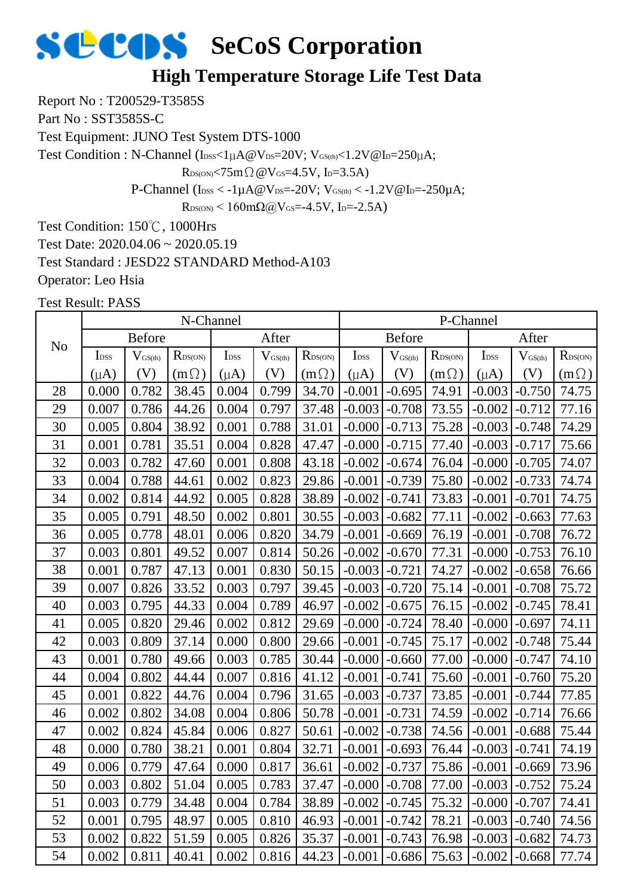# SeCoS Corporation

## High Temperature Storage Life Test Data

Report No : T200529-T3585S

Part No : SST3585S-C

Test Equipment: JUNO Test System DTS-1000

Test Condition : N-Channel ($I_{DSS}$<1μA@$V_{DS}$=20V; $V_{GS(th)}$<1.2V@$I_D$=250μA;

$R_{DS(ON)}$<75mΩ@$V_{GS}$=4.5V, $I_D$=3.5A)

P-Channel ($I_{DSS}$ < -1μA@$V_{DS}$=-20V; $V_{GS(th)}$ < -1.2V@$I_D$=-250μA;

$R_{DS(ON)}$ < 160mΩ@$V_{GS}$=-4.5V, $I_D$=-2.5A)

Test Condition: 150℃, 1000Hrs

Test Date: 2020.04.06 ~ 2020.05.19

Test Standard : JESD22 STANDARD Method-A103

Operator: Leo Hsia

Test Result: PASS

| No | N-Channel | | | | | | P-Channel | | | | | |
|---|---|---|---|---|---|---|---|---|---|---|---|---|
| | Before | | | After | | | Before | | | After | | |
| | $I_{DSS}$ (μA) | $V_{GS(th)}$ (V) | $R_{DS(ON)}$ (mΩ) | $I_{DSS}$ (μA) | $V_{GS(th)}$ (V) | $R_{DS(ON)}$ (mΩ) | $I_{DSS}$ (μA) | $V_{GS(th)}$ (V) | $R_{DS(ON)}$ (mΩ) | $I_{DSS}$ (μA) | $V_{GS(th)}$ (V) | $R_{DS(ON)}$ (mΩ) |
| 28 | 0.000 | 0.782 | 38.45 | 0.004 | 0.799 | 34.70 | -0.001 | -0.695 | 74.91 | -0.003 | -0.750 | 74.75 |
| 29 | 0.007 | 0.786 | 44.26 | 0.004 | 0.797 | 37.48 | -0.003 | -0.708 | 73.55 | -0.002 | -0.712 | 77.16 |
| 30 | 0.005 | 0.804 | 38.92 | 0.001 | 0.788 | 31.01 | -0.000 | -0.713 | 75.28 | -0.003 | -0.748 | 74.29 |
| 31 | 0.001 | 0.781 | 35.51 | 0.004 | 0.828 | 47.47 | -0.000 | -0.715 | 77.40 | -0.003 | -0.717 | 75.66 |
| 32 | 0.003 | 0.782 | 47.60 | 0.001 | 0.808 | 43.18 | -0.002 | -0.674 | 76.04 | -0.000 | -0.705 | 74.07 |
| 33 | 0.004 | 0.788 | 44.61 | 0.002 | 0.823 | 29.86 | -0.001 | -0.739 | 75.80 | -0.002 | -0.733 | 74.74 |
| 34 | 0.002 | 0.814 | 44.92 | 0.005 | 0.828 | 38.89 | -0.002 | -0.741 | 73.83 | -0.001 | -0.701 | 74.75 |
| 35 | 0.005 | 0.791 | 48.50 | 0.002 | 0.801 | 30.55 | -0.003 | -0.682 | 77.11 | -0.002 | -0.663 | 77.63 |
| 36 | 0.005 | 0.778 | 48.01 | 0.006 | 0.820 | 34.79 | -0.001 | -0.669 | 76.19 | -0.001 | -0.708 | 76.72 |
| 37 | 0.003 | 0.801 | 49.52 | 0.007 | 0.814 | 50.26 | -0.002 | -0.670 | 77.31 | -0.000 | -0.753 | 76.10 |
| 38 | 0.001 | 0.787 | 47.13 | 0.001 | 0.830 | 50.15 | -0.003 | -0.721 | 74.27 | -0.002 | -0.658 | 76.66 |
| 39 | 0.007 | 0.826 | 33.52 | 0.003 | 0.797 | 39.45 | -0.003 | -0.720 | 75.14 | -0.001 | -0.708 | 75.72 |
| 40 | 0.003 | 0.795 | 44.33 | 0.004 | 0.789 | 46.97 | -0.002 | -0.675 | 76.15 | -0.002 | -0.745 | 78.41 |
| 41 | 0.005 | 0.820 | 29.46 | 0.002 | 0.812 | 29.69 | -0.000 | -0.724 | 78.40 | -0.000 | -0.697 | 74.11 |
| 42 | 0.003 | 0.809 | 37.14 | 0.000 | 0.800 | 29.66 | -0.001 | -0.745 | 75.17 | -0.002 | -0.748 | 75.44 |
| 43 | 0.001 | 0.780 | 49.66 | 0.003 | 0.785 | 30.44 | -0.000 | -0.660 | 77.00 | -0.000 | -0.747 | 74.10 |
| 44 | 0.004 | 0.802 | 44.44 | 0.007 | 0.816 | 41.12 | -0.001 | -0.741 | 75.60 | -0.001 | -0.760 | 75.20 |
| 45 | 0.001 | 0.822 | 44.76 | 0.004 | 0.796 | 31.65 | -0.003 | -0.737 | 73.85 | -0.001 | -0.744 | 77.85 |
| 46 | 0.002 | 0.802 | 34.08 | 0.004 | 0.806 | 50.78 | -0.001 | -0.731 | 74.59 | -0.002 | -0.714 | 76.66 |
| 47 | 0.002 | 0.824 | 45.84 | 0.006 | 0.827 | 50.61 | -0.002 | -0.738 | 74.56 | -0.001 | -0.688 | 75.44 |
| 48 | 0.000 | 0.780 | 38.21 | 0.001 | 0.804 | 32.71 | -0.001 | -0.693 | 76.44 | -0.003 | -0.741 | 74.19 |
| 49 | 0.006 | 0.779 | 47.64 | 0.000 | 0.817 | 36.61 | -0.002 | -0.737 | 75.86 | -0.001 | -0.669 | 73.96 |
| 50 | 0.003 | 0.802 | 51.04 | 0.005 | 0.783 | 37.47 | -0.000 | -0.708 | 77.00 | -0.003 | -0.752 | 75.24 |
| 51 | 0.003 | 0.779 | 34.48 | 0.004 | 0.784 | 38.89 | -0.002 | -0.745 | 75.32 | -0.000 | -0.707 | 74.41 |
| 52 | 0.001 | 0.795 | 48.97 | 0.005 | 0.810 | 46.93 | -0.001 | -0.742 | 78.21 | -0.003 | -0.740 | 74.56 |
| 53 | 0.002 | 0.822 | 51.59 | 0.005 | 0.826 | 35.37 | -0.001 | -0.743 | 76.98 | -0.003 | -0.682 | 74.73 |
| 54 | 0.002 | 0.811 | 40.41 | 0.002 | 0.816 | 44.23 | -0.001 | -0.686 | 75.63 | -0.002 | -0.668 | 77.74 |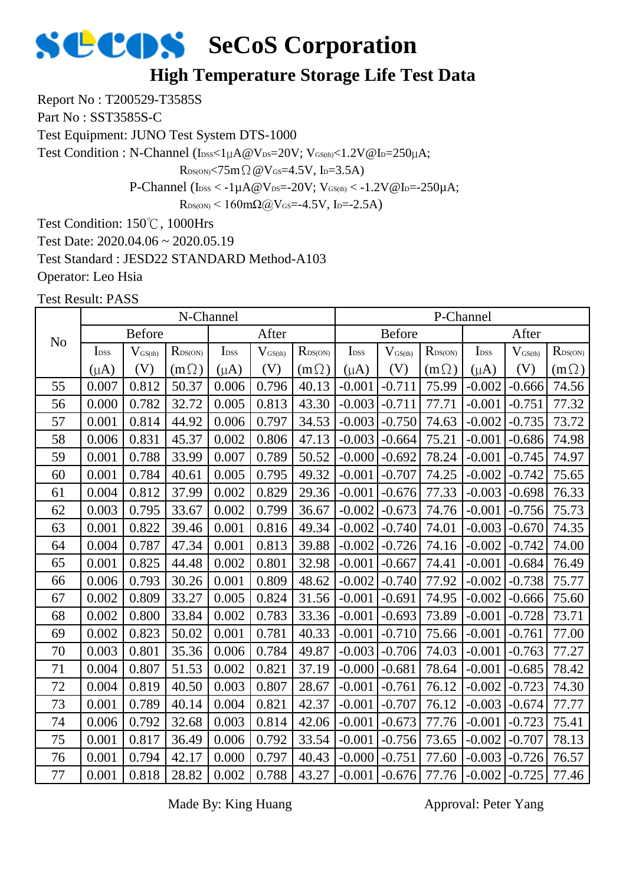# SeCoS Corporation

## High Temperature Storage Life Test Data

Report No : T200529-T3585S

Part No : SST3585S-C

Test Equipment: JUNO Test System DTS-1000

Test Condition : N-Channel ($I_{DSS}$<1μA@$V_{DS}$=20V; $V_{GS(th)}$<1.2V@$I_D$=250μA;

$R_{DS(ON)}$<75mΩ@$V_{GS}$=4.5V, $I_D$=3.5A)

P-Channel ($I_{DSS}$ < -1μA@$V_{DS}$=-20V; $V_{GS(th)}$ < -1.2V@$I_D$=-250μA;

$R_{DS(ON)}$ < 160mΩ@$V_{GS}$=-4.5V, $I_D$=-2.5A)

Test Condition: 150℃, 1000Hrs

Test Date: 2020.04.06 ~ 2020.05.19

Test Standard : JESD22 STANDARD Method-A103

Operator: Leo Hsia

Test Result: PASS

| No | N-Channel | | | | | | P-Channel | | | | | |
|---|---|---|---|---|---|---|---|---|---|---|---|---|
| | Before | | | After | | | Before | | | After | | |
| | $I_{DSS}$ (μA) | $V_{GS(th)}$ (V) | $R_{DS(ON)}$ (mΩ) | $I_{DSS}$ (μA) | $V_{GS(th)}$ (V) | $R_{DS(ON)}$ (mΩ) | $I_{DSS}$ (μA) | $V_{GS(th)}$ (V) | $R_{DS(ON)}$ (mΩ) | $I_{DSS}$ (μA) | $V_{GS(th)}$ (V) | $R_{DS(ON)}$ (mΩ) |
| 55 | 0.007 | 0.812 | 50.37 | 0.006 | 0.796 | 40.13 | -0.001 | -0.711 | 75.99 | -0.002 | -0.666 | 74.56 |
| 56 | 0.000 | 0.782 | 32.72 | 0.005 | 0.813 | 43.30 | -0.003 | -0.711 | 77.71 | -0.001 | -0.751 | 77.32 |
| 57 | 0.001 | 0.814 | 44.92 | 0.006 | 0.797 | 34.53 | -0.003 | -0.750 | 74.63 | -0.002 | -0.735 | 73.72 |
| 58 | 0.006 | 0.831 | 45.37 | 0.002 | 0.806 | 47.13 | -0.003 | -0.664 | 75.21 | -0.001 | -0.686 | 74.98 |
| 59 | 0.001 | 0.788 | 33.99 | 0.007 | 0.789 | 50.52 | -0.000 | -0.692 | 78.24 | -0.001 | -0.745 | 74.97 |
| 60 | 0.001 | 0.784 | 40.61 | 0.005 | 0.795 | 49.32 | -0.001 | -0.707 | 74.25 | -0.002 | -0.742 | 75.65 |
| 61 | 0.004 | 0.812 | 37.99 | 0.002 | 0.829 | 29.36 | -0.001 | -0.676 | 77.33 | -0.003 | -0.698 | 76.33 |
| 62 | 0.003 | 0.795 | 33.67 | 0.002 | 0.799 | 36.67 | -0.002 | -0.673 | 74.76 | -0.001 | -0.756 | 75.73 |
| 63 | 0.001 | 0.822 | 39.46 | 0.001 | 0.816 | 49.34 | -0.002 | -0.740 | 74.01 | -0.003 | -0.670 | 74.35 |
| 64 | 0.004 | 0.787 | 47.34 | 0.001 | 0.813 | 39.88 | -0.002 | -0.726 | 74.16 | -0.002 | -0.742 | 74.00 |
| 65 | 0.001 | 0.825 | 44.48 | 0.002 | 0.801 | 32.98 | -0.001 | -0.667 | 74.41 | -0.001 | -0.684 | 76.49 |
| 66 | 0.006 | 0.793 | 30.26 | 0.001 | 0.809 | 48.62 | -0.002 | -0.740 | 77.92 | -0.002 | -0.738 | 75.77 |
| 67 | 0.002 | 0.809 | 33.27 | 0.005 | 0.824 | 31.56 | -0.001 | -0.691 | 74.95 | -0.002 | -0.666 | 75.60 |
| 68 | 0.002 | 0.800 | 33.84 | 0.002 | 0.783 | 33.36 | -0.001 | -0.693 | 73.89 | -0.001 | -0.728 | 73.71 |
| 69 | 0.002 | 0.823 | 50.02 | 0.001 | 0.781 | 40.33 | -0.001 | -0.710 | 75.66 | -0.001 | -0.761 | 77.00 |
| 70 | 0.003 | 0.801 | 35.36 | 0.006 | 0.784 | 49.87 | -0.003 | -0.706 | 74.03 | -0.001 | -0.763 | 77.27 |
| 71 | 0.004 | 0.807 | 51.53 | 0.002 | 0.821 | 37.19 | -0.000 | -0.681 | 78.64 | -0.001 | -0.685 | 78.42 |
| 72 | 0.004 | 0.819 | 40.50 | 0.003 | 0.807 | 28.67 | -0.001 | -0.761 | 76.12 | -0.002 | -0.723 | 74.30 |
| 73 | 0.001 | 0.789 | 40.14 | 0.004 | 0.821 | 42.37 | -0.001 | -0.707 | 76.12 | -0.003 | -0.674 | 77.77 |
| 74 | 0.006 | 0.792 | 32.68 | 0.003 | 0.814 | 42.06 | -0.001 | -0.673 | 77.76 | -0.001 | -0.723 | 75.41 |
| 75 | 0.001 | 0.817 | 36.49 | 0.006 | 0.792 | 33.54 | -0.001 | -0.756 | 73.65 | -0.002 | -0.707 | 78.13 |
| 76 | 0.001 | 0.794 | 42.17 | 0.000 | 0.797 | 40.43 | -0.000 | -0.751 | 77.60 | -0.003 | -0.726 | 76.57 |
| 77 | 0.001 | 0.818 | 28.82 | 0.002 | 0.788 | 43.27 | -0.001 | -0.676 | 77.76 | -0.002 | -0.725 | 77.46 |

Made By: King Huang　　　　　　　　Approval: Peter Yang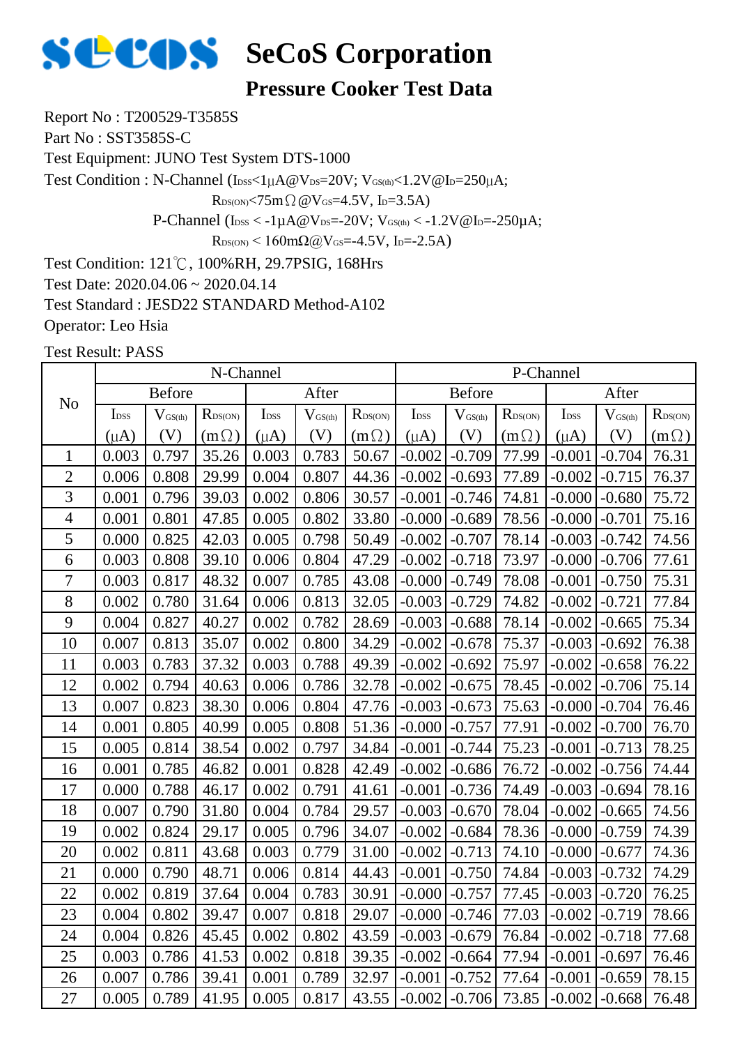# SeCoS Corporation

## Pressure Cooker Test Data

Report No : T200529-T3585S

Part No : SST3585S-C

Test Equipment: JUNO Test System DTS-1000

Test Condition : N-Channel ($I_{DSS}$<1μA@$V_{DS}$=20V; $V_{GS(th)}$<1.2V@$I_D$=250μA;

$R_{DS(ON)}$<75mΩ@$V_{GS}$=4.5V, $I_D$=3.5A)

P-Channel ($I_{DSS}$ < -1μA@$V_{DS}$=-20V; $V_{GS(th)}$ < -1.2V@$I_D$=-250μA;

$R_{DS(ON)}$ < 160mΩ@$V_{GS}$=-4.5V, $I_D$=-2.5A)

Test Condition: 121℃, 100%RH, 29.7PSIG, 168Hrs

Test Date: 2020.04.06 ~ 2020.04.14

Test Standard : JESD22 STANDARD Method-A102

Operator: Leo Hsia

Test Result: PASS

| No | N-Channel | | | | | | P-Channel | | | | | |
|---|---|---|---|---|---|---|---|---|---|---|---|---|
| | Before | | | After | | | Before | | | After | | |
| | $I_{DSS}$ (μA) | $V_{GS(th)}$ (V) | $R_{DS(ON)}$ (mΩ) | $I_{DSS}$ (μA) | $V_{GS(th)}$ (V) | $R_{DS(ON)}$ (mΩ) | $I_{DSS}$ (μA) | $V_{GS(th)}$ (V) | $R_{DS(ON)}$ (mΩ) | $I_{DSS}$ (μA) | $V_{GS(th)}$ (V) | $R_{DS(ON)}$ (mΩ) |
| 1 | 0.003 | 0.797 | 35.26 | 0.003 | 0.783 | 50.67 | -0.002 | -0.709 | 77.99 | -0.001 | -0.704 | 76.31 |
| 2 | 0.006 | 0.808 | 29.99 | 0.004 | 0.807 | 44.36 | -0.002 | -0.693 | 77.89 | -0.002 | -0.715 | 76.37 |
| 3 | 0.001 | 0.796 | 39.03 | 0.002 | 0.806 | 30.57 | -0.001 | -0.746 | 74.81 | -0.000 | -0.680 | 75.72 |
| 4 | 0.001 | 0.801 | 47.85 | 0.005 | 0.802 | 33.80 | -0.000 | -0.689 | 78.56 | -0.000 | -0.701 | 75.16 |
| 5 | 0.000 | 0.825 | 42.03 | 0.005 | 0.798 | 50.49 | -0.002 | -0.707 | 78.14 | -0.003 | -0.742 | 74.56 |
| 6 | 0.003 | 0.808 | 39.10 | 0.006 | 0.804 | 47.29 | -0.002 | -0.718 | 73.97 | -0.000 | -0.706 | 77.61 |
| 7 | 0.003 | 0.817 | 48.32 | 0.007 | 0.785 | 43.08 | -0.000 | -0.749 | 78.08 | -0.001 | -0.750 | 75.31 |
| 8 | 0.002 | 0.780 | 31.64 | 0.006 | 0.813 | 32.05 | -0.003 | -0.729 | 74.82 | -0.002 | -0.721 | 77.84 |
| 9 | 0.004 | 0.827 | 40.27 | 0.002 | 0.782 | 28.69 | -0.003 | -0.688 | 78.14 | -0.002 | -0.665 | 75.34 |
| 10 | 0.007 | 0.813 | 35.07 | 0.002 | 0.800 | 34.29 | -0.002 | -0.678 | 75.37 | -0.003 | -0.692 | 76.38 |
| 11 | 0.003 | 0.783 | 37.32 | 0.003 | 0.788 | 49.39 | -0.002 | -0.692 | 75.97 | -0.002 | -0.658 | 76.22 |
| 12 | 0.002 | 0.794 | 40.63 | 0.006 | 0.786 | 32.78 | -0.002 | -0.675 | 78.45 | -0.002 | -0.706 | 75.14 |
| 13 | 0.007 | 0.823 | 38.30 | 0.006 | 0.804 | 47.76 | -0.003 | -0.673 | 75.63 | -0.000 | -0.704 | 76.46 |
| 14 | 0.001 | 0.805 | 40.99 | 0.005 | 0.808 | 51.36 | -0.000 | -0.757 | 77.91 | -0.002 | -0.700 | 76.70 |
| 15 | 0.005 | 0.814 | 38.54 | 0.002 | 0.797 | 34.84 | -0.001 | -0.744 | 75.23 | -0.001 | -0.713 | 78.25 |
| 16 | 0.001 | 0.785 | 46.82 | 0.001 | 0.828 | 42.49 | -0.002 | -0.686 | 76.72 | -0.002 | -0.756 | 74.44 |
| 17 | 0.000 | 0.788 | 46.17 | 0.002 | 0.791 | 41.61 | -0.001 | -0.736 | 74.49 | -0.003 | -0.694 | 78.16 |
| 18 | 0.007 | 0.790 | 31.80 | 0.004 | 0.784 | 29.57 | -0.003 | -0.670 | 78.04 | -0.002 | -0.665 | 74.56 |
| 19 | 0.002 | 0.824 | 29.17 | 0.005 | 0.796 | 34.07 | -0.002 | -0.684 | 78.36 | -0.000 | -0.759 | 74.39 |
| 20 | 0.002 | 0.811 | 43.68 | 0.003 | 0.779 | 31.00 | -0.002 | -0.713 | 74.10 | -0.000 | -0.677 | 74.36 |
| 21 | 0.000 | 0.790 | 48.71 | 0.006 | 0.814 | 44.43 | -0.001 | -0.750 | 74.84 | -0.003 | -0.732 | 74.29 |
| 22 | 0.002 | 0.819 | 37.64 | 0.004 | 0.783 | 30.91 | -0.000 | -0.757 | 77.45 | -0.003 | -0.720 | 76.25 |
| 23 | 0.004 | 0.802 | 39.47 | 0.007 | 0.818 | 29.07 | -0.000 | -0.746 | 77.03 | -0.002 | -0.719 | 78.66 |
| 24 | 0.004 | 0.826 | 45.45 | 0.002 | 0.802 | 43.59 | -0.003 | -0.679 | 76.84 | -0.002 | -0.718 | 77.68 |
| 25 | 0.003 | 0.786 | 41.53 | 0.002 | 0.818 | 39.35 | -0.002 | -0.664 | 77.94 | -0.001 | -0.697 | 76.46 |
| 26 | 0.007 | 0.786 | 39.41 | 0.001 | 0.789 | 32.97 | -0.001 | -0.752 | 77.64 | -0.001 | -0.659 | 78.15 |
| 27 | 0.005 | 0.789 | 41.95 | 0.005 | 0.817 | 43.55 | -0.002 | -0.706 | 73.85 | -0.002 | -0.668 | 76.48 |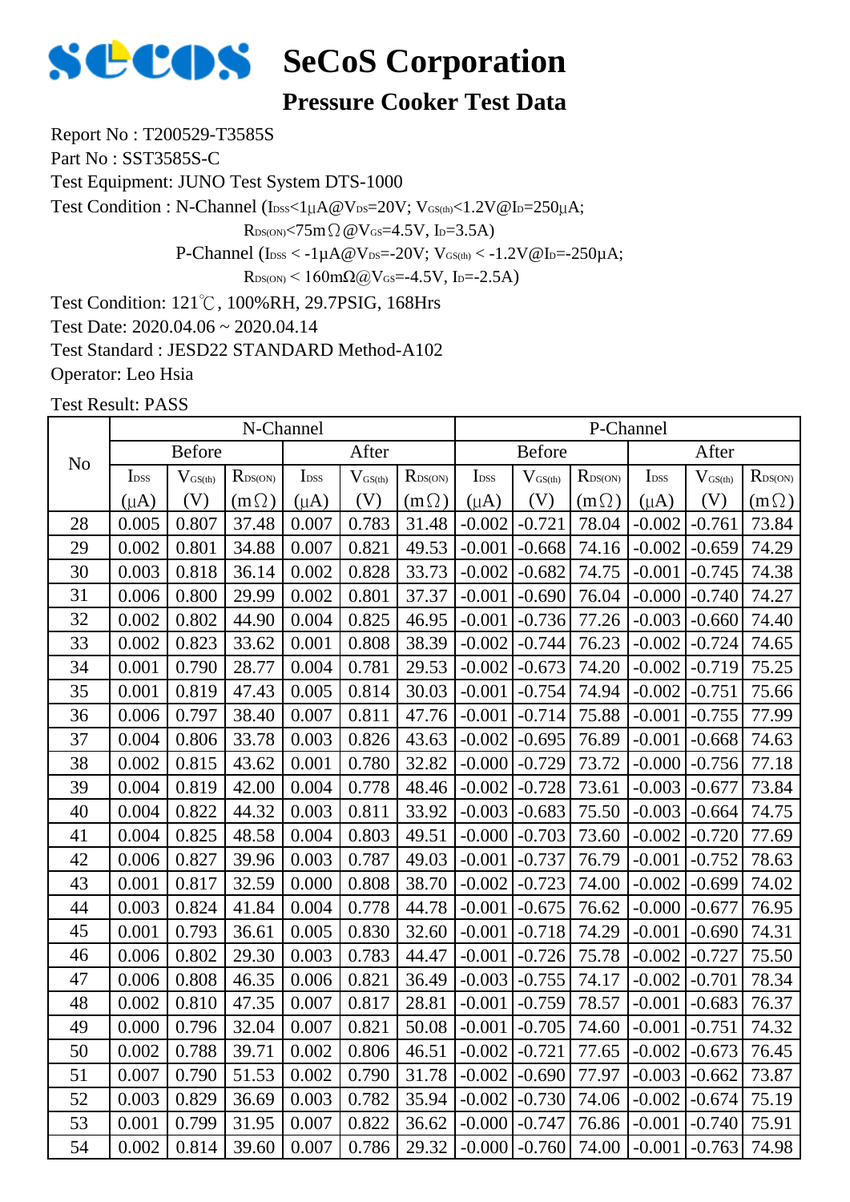# SeCoS Corporation

## Pressure Cooker Test Data

Report No : T200529-T3585S

Part No : SST3585S-C

Test Equipment: JUNO Test System DTS-1000

Test Condition : N-Channel ($I_{DSS}$<1μA@$V_{DS}$=20V; $V_{GS(th)}$<1.2V@$I_D$=250μA;

$R_{DS(ON)}$<75mΩ@$V_{GS}$=4.5V, $I_D$=3.5A)

P-Channel ($I_{DSS}$ < -1μA@$V_{DS}$=-20V; $V_{GS(th)}$ < -1.2V@$I_D$=-250μA;

$R_{DS(ON)}$ < 160mΩ@$V_{GS}$=-4.5V, $I_D$=-2.5A)

Test Condition: 121℃, 100%RH, 29.7PSIG, 168Hrs

Test Date: 2020.04.06 ~ 2020.04.14

Test Standard : JESD22 STANDARD Method-A102

Operator: Leo Hsia

Test Result: PASS

| No | N-Channel | | | | | | P-Channel | | | | | |
|---|---|---|---|---|---|---|---|---|---|---|---|---|
| | Before | | | After | | | Before | | | After | | |
| | $I_{DSS}$ (μA) | $V_{GS(th)}$ (V) | $R_{DS(ON)}$ (mΩ) | $I_{DSS}$ (μA) | $V_{GS(th)}$ (V) | $R_{DS(ON)}$ (mΩ) | $I_{DSS}$ (μA) | $V_{GS(th)}$ (V) | $R_{DS(ON)}$ (mΩ) | $I_{DSS}$ (μA) | $V_{GS(th)}$ (V) | $R_{DS(ON)}$ (mΩ) |
| 28 | 0.005 | 0.807 | 37.48 | 0.007 | 0.783 | 31.48 | -0.002 | -0.721 | 78.04 | -0.002 | -0.761 | 73.84 |
| 29 | 0.002 | 0.801 | 34.88 | 0.007 | 0.821 | 49.53 | -0.001 | -0.668 | 74.16 | -0.002 | -0.659 | 74.29 |
| 30 | 0.003 | 0.818 | 36.14 | 0.002 | 0.828 | 33.73 | -0.002 | -0.682 | 74.75 | -0.001 | -0.745 | 74.38 |
| 31 | 0.006 | 0.800 | 29.99 | 0.002 | 0.801 | 37.37 | -0.001 | -0.690 | 76.04 | -0.000 | -0.740 | 74.27 |
| 32 | 0.002 | 0.802 | 44.90 | 0.004 | 0.825 | 46.95 | -0.001 | -0.736 | 77.26 | -0.003 | -0.660 | 74.40 |
| 33 | 0.002 | 0.823 | 33.62 | 0.001 | 0.808 | 38.39 | -0.002 | -0.744 | 76.23 | -0.002 | -0.724 | 74.65 |
| 34 | 0.001 | 0.790 | 28.77 | 0.004 | 0.781 | 29.53 | -0.002 | -0.673 | 74.20 | -0.002 | -0.719 | 75.25 |
| 35 | 0.001 | 0.819 | 47.43 | 0.005 | 0.814 | 30.03 | -0.001 | -0.754 | 74.94 | -0.002 | -0.751 | 75.66 |
| 36 | 0.006 | 0.797 | 38.40 | 0.007 | 0.811 | 47.76 | -0.001 | -0.714 | 75.88 | -0.001 | -0.755 | 77.99 |
| 37 | 0.004 | 0.806 | 33.78 | 0.003 | 0.826 | 43.63 | -0.002 | -0.695 | 76.89 | -0.001 | -0.668 | 74.63 |
| 38 | 0.002 | 0.815 | 43.62 | 0.001 | 0.780 | 32.82 | -0.000 | -0.729 | 73.72 | -0.000 | -0.756 | 77.18 |
| 39 | 0.004 | 0.819 | 42.00 | 0.004 | 0.778 | 48.46 | -0.002 | -0.728 | 73.61 | -0.003 | -0.677 | 73.84 |
| 40 | 0.004 | 0.822 | 44.32 | 0.003 | 0.811 | 33.92 | -0.003 | -0.683 | 75.50 | -0.003 | -0.664 | 74.75 |
| 41 | 0.004 | 0.825 | 48.58 | 0.004 | 0.803 | 49.51 | -0.000 | -0.703 | 73.60 | -0.002 | -0.720 | 77.69 |
| 42 | 0.006 | 0.827 | 39.96 | 0.003 | 0.787 | 49.03 | -0.001 | -0.737 | 76.79 | -0.001 | -0.752 | 78.63 |
| 43 | 0.001 | 0.817 | 32.59 | 0.000 | 0.808 | 38.70 | -0.002 | -0.723 | 74.00 | -0.002 | -0.699 | 74.02 |
| 44 | 0.003 | 0.824 | 41.84 | 0.004 | 0.778 | 44.78 | -0.001 | -0.675 | 76.62 | -0.000 | -0.677 | 76.95 |
| 45 | 0.001 | 0.793 | 36.61 | 0.005 | 0.830 | 32.60 | -0.001 | -0.718 | 74.29 | -0.001 | -0.690 | 74.31 |
| 46 | 0.006 | 0.802 | 29.30 | 0.003 | 0.783 | 44.47 | -0.001 | -0.726 | 75.78 | -0.002 | -0.727 | 75.50 |
| 47 | 0.006 | 0.808 | 46.35 | 0.006 | 0.821 | 36.49 | -0.003 | -0.755 | 74.17 | -0.002 | -0.701 | 78.34 |
| 48 | 0.002 | 0.810 | 47.35 | 0.007 | 0.817 | 28.81 | -0.001 | -0.759 | 78.57 | -0.001 | -0.683 | 76.37 |
| 49 | 0.000 | 0.796 | 32.04 | 0.007 | 0.821 | 50.08 | -0.001 | -0.705 | 74.60 | -0.001 | -0.751 | 74.32 |
| 50 | 0.002 | 0.788 | 39.71 | 0.002 | 0.806 | 46.51 | -0.002 | -0.721 | 77.65 | -0.002 | -0.673 | 76.45 |
| 51 | 0.007 | 0.790 | 51.53 | 0.002 | 0.790 | 31.78 | -0.002 | -0.690 | 77.97 | -0.003 | -0.662 | 73.87 |
| 52 | 0.003 | 0.829 | 36.69 | 0.003 | 0.782 | 35.94 | -0.002 | -0.730 | 74.06 | -0.002 | -0.674 | 75.19 |
| 53 | 0.001 | 0.799 | 31.95 | 0.007 | 0.822 | 36.62 | -0.000 | -0.747 | 76.86 | -0.001 | -0.740 | 75.91 |
| 54 | 0.002 | 0.814 | 39.60 | 0.007 | 0.786 | 29.32 | -0.000 | -0.760 | 74.00 | -0.001 | -0.763 | 74.98 |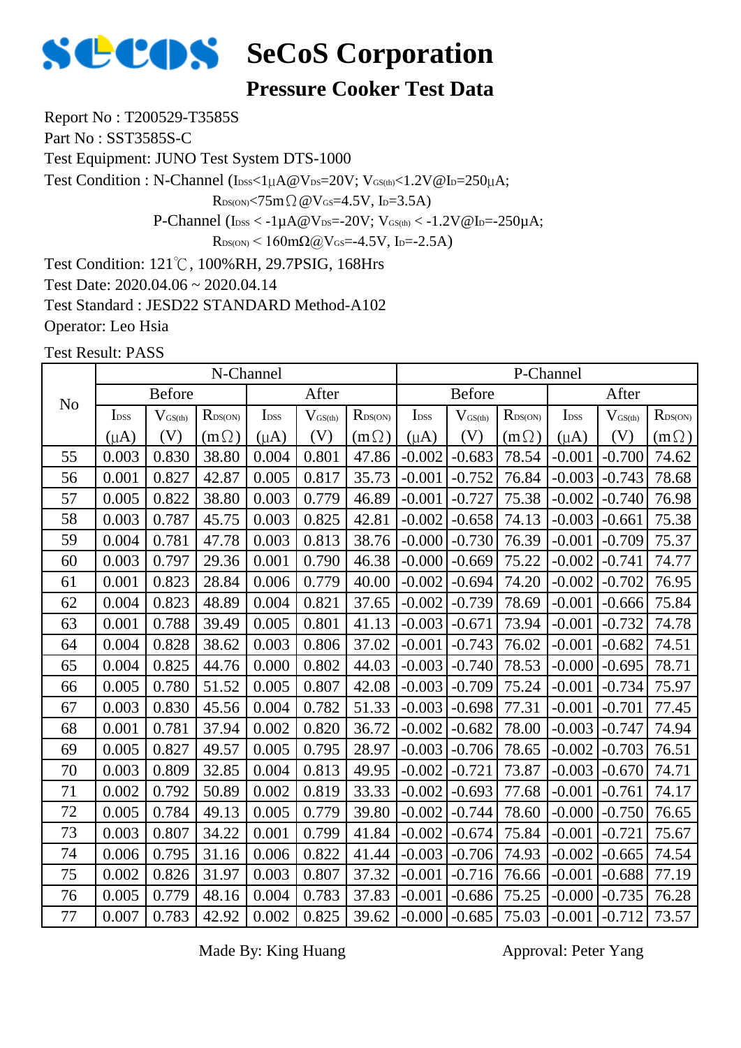# SeCoS Corporation

## Pressure Cooker Test Data

Report No : T200529-T3585S

Part No : SST3585S-C

Test Equipment: JUNO Test System DTS-1000

Test Condition : N-Channel ($I_{DSS}$<1μA@$V_{DS}$=20V; $V_{GS(th)}$<1.2V@$I_D$=250μA;

$R_{DS(ON)}$<75mΩ@$V_{GS}$=4.5V, $I_D$=3.5A)

P-Channel ($I_{DSS}$ < -1μA@$V_{DS}$=-20V; $V_{GS(th)}$ < -1.2V@$I_D$=-250μA;

$R_{DS(ON)}$ < 160mΩ@$V_{GS}$=-4.5V, $I_D$=-2.5A)

Test Condition: 121℃, 100%RH, 29.7PSIG, 168Hrs

Test Date: 2020.04.06 ~ 2020.04.14

Test Standard : JESD22 STANDARD Method-A102

Operator: Leo Hsia

Test Result: PASS

| No | N-Channel | | | | | | P-Channel | | | | | |
|---|---|---|---|---|---|---|---|---|---|---|---|---|
| | Before | | | After | | | Before | | | After | | |
| | $I_{DSS}$ (μA) | $V_{GS(th)}$ (V) | $R_{DS(ON)}$ (mΩ) | $I_{DSS}$ (μA) | $V_{GS(th)}$ (V) | $R_{DS(ON)}$ (mΩ) | $I_{DSS}$ (μA) | $V_{GS(th)}$ (V) | $R_{DS(ON)}$ (mΩ) | $I_{DSS}$ (μA) | $V_{GS(th)}$ (V) | $R_{DS(ON)}$ (mΩ) |
| 55 | 0.003 | 0.830 | 38.80 | 0.004 | 0.801 | 47.86 | -0.002 | -0.683 | 78.54 | -0.001 | -0.700 | 74.62 |
| 56 | 0.001 | 0.827 | 42.87 | 0.005 | 0.817 | 35.73 | -0.001 | -0.752 | 76.84 | -0.003 | -0.743 | 78.68 |
| 57 | 0.005 | 0.822 | 38.80 | 0.003 | 0.779 | 46.89 | -0.001 | -0.727 | 75.38 | -0.002 | -0.740 | 76.98 |
| 58 | 0.003 | 0.787 | 45.75 | 0.003 | 0.825 | 42.81 | -0.002 | -0.658 | 74.13 | -0.003 | -0.661 | 75.38 |
| 59 | 0.004 | 0.781 | 47.78 | 0.003 | 0.813 | 38.76 | -0.000 | -0.730 | 76.39 | -0.001 | -0.709 | 75.37 |
| 60 | 0.003 | 0.797 | 29.36 | 0.001 | 0.790 | 46.38 | -0.000 | -0.669 | 75.22 | -0.002 | -0.741 | 74.77 |
| 61 | 0.001 | 0.823 | 28.84 | 0.006 | 0.779 | 40.00 | -0.002 | -0.694 | 74.20 | -0.002 | -0.702 | 76.95 |
| 62 | 0.004 | 0.823 | 48.89 | 0.004 | 0.821 | 37.65 | -0.002 | -0.739 | 78.69 | -0.001 | -0.666 | 75.84 |
| 63 | 0.001 | 0.788 | 39.49 | 0.005 | 0.801 | 41.13 | -0.003 | -0.671 | 73.94 | -0.001 | -0.732 | 74.78 |
| 64 | 0.004 | 0.828 | 38.62 | 0.003 | 0.806 | 37.02 | -0.001 | -0.743 | 76.02 | -0.001 | -0.682 | 74.51 |
| 65 | 0.004 | 0.825 | 44.76 | 0.000 | 0.802 | 44.03 | -0.003 | -0.740 | 78.53 | -0.000 | -0.695 | 78.71 |
| 66 | 0.005 | 0.780 | 51.52 | 0.005 | 0.807 | 42.08 | -0.003 | -0.709 | 75.24 | -0.001 | -0.734 | 75.97 |
| 67 | 0.003 | 0.830 | 45.56 | 0.004 | 0.782 | 51.33 | -0.003 | -0.698 | 77.31 | -0.001 | -0.701 | 77.45 |
| 68 | 0.001 | 0.781 | 37.94 | 0.002 | 0.820 | 36.72 | -0.002 | -0.682 | 78.00 | -0.003 | -0.747 | 74.94 |
| 69 | 0.005 | 0.827 | 49.57 | 0.005 | 0.795 | 28.97 | -0.003 | -0.706 | 78.65 | -0.002 | -0.703 | 76.51 |
| 70 | 0.003 | 0.809 | 32.85 | 0.004 | 0.813 | 49.95 | -0.002 | -0.721 | 73.87 | -0.003 | -0.670 | 74.71 |
| 71 | 0.002 | 0.792 | 50.89 | 0.002 | 0.819 | 33.33 | -0.002 | -0.693 | 77.68 | -0.001 | -0.761 | 74.17 |
| 72 | 0.005 | 0.784 | 49.13 | 0.005 | 0.779 | 39.80 | -0.002 | -0.744 | 78.60 | -0.000 | -0.750 | 76.65 |
| 73 | 0.003 | 0.807 | 34.22 | 0.001 | 0.799 | 41.84 | -0.002 | -0.674 | 75.84 | -0.001 | -0.721 | 75.67 |
| 74 | 0.006 | 0.795 | 31.16 | 0.006 | 0.822 | 41.44 | -0.003 | -0.706 | 74.93 | -0.002 | -0.665 | 74.54 |
| 75 | 0.002 | 0.826 | 31.97 | 0.003 | 0.807 | 37.32 | -0.001 | -0.716 | 76.66 | -0.001 | -0.688 | 77.19 |
| 76 | 0.005 | 0.779 | 48.16 | 0.004 | 0.783 | 37.83 | -0.001 | -0.686 | 75.25 | -0.000 | -0.735 | 76.28 |
| 77 | 0.007 | 0.783 | 42.92 | 0.002 | 0.825 | 39.62 | -0.000 | -0.685 | 75.03 | -0.001 | -0.712 | 73.57 |

Made By: King Huang                Approval: Peter Yang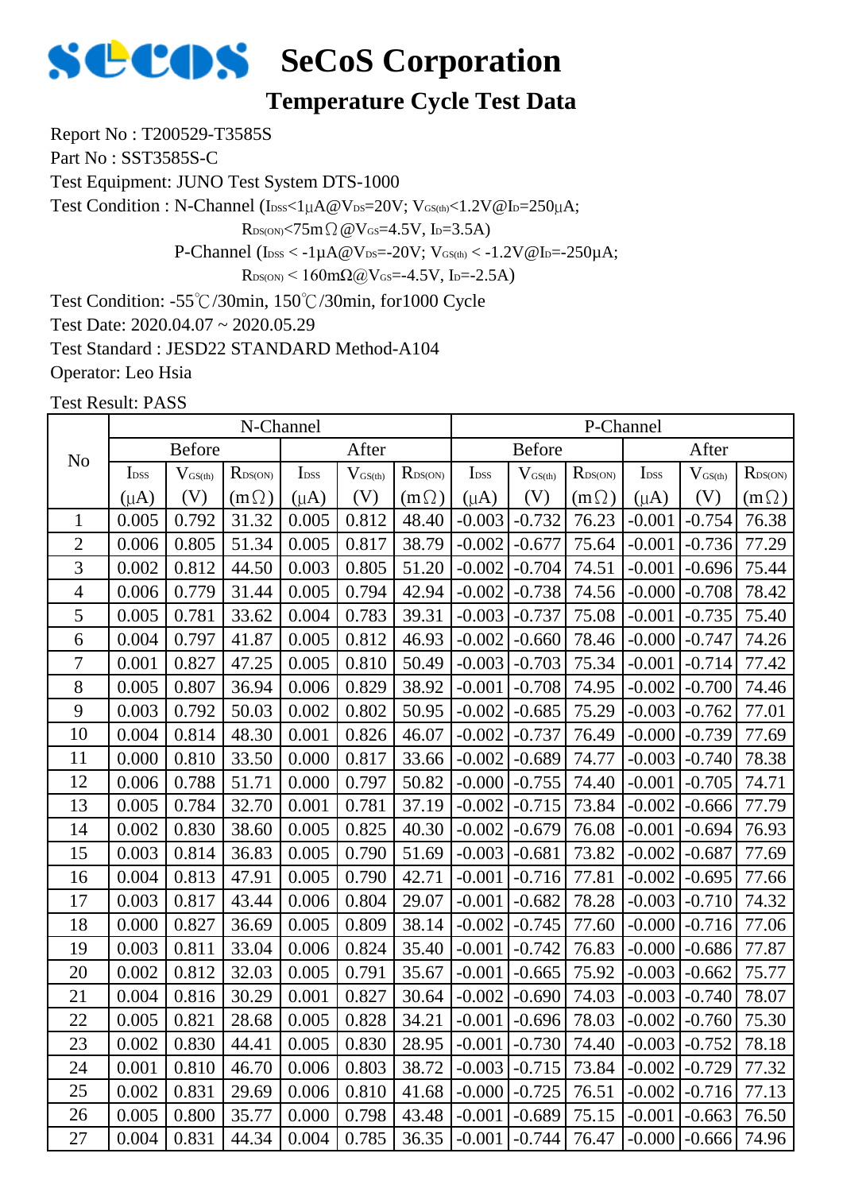# SeCoS Corporation

## Temperature Cycle Test Data

Report No : T200529-T3585S

Part No : SST3585S-C

Test Equipment: JUNO Test System DTS-1000

Test Condition : N-Channel ($I_{DSS}$<1μA@$V_{DS}$=20V; $V_{GS(th)}$<1.2V@$I_D$=250μA;

$R_{DS(ON)}$<75mΩ@$V_{GS}$=4.5V, $I_D$=3.5A)

P-Channel ($I_{DSS}$ < -1μA@$V_{DS}$=-20V; $V_{GS(th)}$ < -1.2V@$I_D$=-250μA;

$R_{DS(ON)}$ < 160mΩ@$V_{GS}$=-4.5V, $I_D$=-2.5A)

Test Condition: -55℃/30min, 150℃/30min, for1000 Cycle

Test Date: 2020.04.07 ~ 2020.05.29

Test Standard : JESD22 STANDARD Method-A104

Operator: Leo Hsia

Test Result: PASS

| No | N-Channel | | | | | | P-Channel | | | | | |
|---|---|---|---|---|---|---|---|---|---|---|---|---|
| | Before | | | After | | | Before | | | After | | |
| | $I_{DSS}$ (μA) | $V_{GS(th)}$ (V) | $R_{DS(ON)}$ (mΩ) | $I_{DSS}$ (μA) | $V_{GS(th)}$ (V) | $R_{DS(ON)}$ (mΩ) | $I_{DSS}$ (μA) | $V_{GS(th)}$ (V) | $R_{DS(ON)}$ (mΩ) | $I_{DSS}$ (μA) | $V_{GS(th)}$ (V) | $R_{DS(ON)}$ (mΩ) |
| 1 | 0.005 | 0.792 | 31.32 | 0.005 | 0.812 | 48.40 | -0.003 | -0.732 | 76.23 | -0.001 | -0.754 | 76.38 |
| 2 | 0.006 | 0.805 | 51.34 | 0.005 | 0.817 | 38.79 | -0.002 | -0.677 | 75.64 | -0.001 | -0.736 | 77.29 |
| 3 | 0.002 | 0.812 | 44.50 | 0.003 | 0.805 | 51.20 | -0.002 | -0.704 | 74.51 | -0.001 | -0.696 | 75.44 |
| 4 | 0.006 | 0.779 | 31.44 | 0.005 | 0.794 | 42.94 | -0.002 | -0.738 | 74.56 | -0.000 | -0.708 | 78.42 |
| 5 | 0.005 | 0.781 | 33.62 | 0.004 | 0.783 | 39.31 | -0.003 | -0.737 | 75.08 | -0.001 | -0.735 | 75.40 |
| 6 | 0.004 | 0.797 | 41.87 | 0.005 | 0.812 | 46.93 | -0.002 | -0.660 | 78.46 | -0.000 | -0.747 | 74.26 |
| 7 | 0.001 | 0.827 | 47.25 | 0.005 | 0.810 | 50.49 | -0.003 | -0.703 | 75.34 | -0.001 | -0.714 | 77.42 |
| 8 | 0.005 | 0.807 | 36.94 | 0.006 | 0.829 | 38.92 | -0.001 | -0.708 | 74.95 | -0.002 | -0.700 | 74.46 |
| 9 | 0.003 | 0.792 | 50.03 | 0.002 | 0.802 | 50.95 | -0.002 | -0.685 | 75.29 | -0.003 | -0.762 | 77.01 |
| 10 | 0.004 | 0.814 | 48.30 | 0.001 | 0.826 | 46.07 | -0.002 | -0.737 | 76.49 | -0.000 | -0.739 | 77.69 |
| 11 | 0.000 | 0.810 | 33.50 | 0.000 | 0.817 | 33.66 | -0.002 | -0.689 | 74.77 | -0.003 | -0.740 | 78.38 |
| 12 | 0.006 | 0.788 | 51.71 | 0.000 | 0.797 | 50.82 | -0.000 | -0.755 | 74.40 | -0.001 | -0.705 | 74.71 |
| 13 | 0.005 | 0.784 | 32.70 | 0.001 | 0.781 | 37.19 | -0.002 | -0.715 | 73.84 | -0.002 | -0.666 | 77.79 |
| 14 | 0.002 | 0.830 | 38.60 | 0.005 | 0.825 | 40.30 | -0.002 | -0.679 | 76.08 | -0.001 | -0.694 | 76.93 |
| 15 | 0.003 | 0.814 | 36.83 | 0.005 | 0.790 | 51.69 | -0.003 | -0.681 | 73.82 | -0.002 | -0.687 | 77.69 |
| 16 | 0.004 | 0.813 | 47.91 | 0.005 | 0.790 | 42.71 | -0.001 | -0.716 | 77.81 | -0.002 | -0.695 | 77.66 |
| 17 | 0.003 | 0.817 | 43.44 | 0.006 | 0.804 | 29.07 | -0.001 | -0.682 | 78.28 | -0.003 | -0.710 | 74.32 |
| 18 | 0.000 | 0.827 | 36.69 | 0.005 | 0.809 | 38.14 | -0.002 | -0.745 | 77.60 | -0.000 | -0.716 | 77.06 |
| 19 | 0.003 | 0.811 | 33.04 | 0.006 | 0.824 | 35.40 | -0.001 | -0.742 | 76.83 | -0.000 | -0.686 | 77.87 |
| 20 | 0.002 | 0.812 | 32.03 | 0.005 | 0.791 | 35.67 | -0.001 | -0.665 | 75.92 | -0.003 | -0.662 | 75.77 |
| 21 | 0.004 | 0.816 | 30.29 | 0.001 | 0.827 | 30.64 | -0.002 | -0.690 | 74.03 | -0.003 | -0.740 | 78.07 |
| 22 | 0.005 | 0.821 | 28.68 | 0.005 | 0.828 | 34.21 | -0.001 | -0.696 | 78.03 | -0.002 | -0.760 | 75.30 |
| 23 | 0.002 | 0.830 | 44.41 | 0.005 | 0.830 | 28.95 | -0.001 | -0.730 | 74.40 | -0.003 | -0.752 | 78.18 |
| 24 | 0.001 | 0.810 | 46.70 | 0.006 | 0.803 | 38.72 | -0.003 | -0.715 | 73.84 | -0.002 | -0.729 | 77.32 |
| 25 | 0.002 | 0.831 | 29.69 | 0.006 | 0.810 | 41.68 | -0.000 | -0.725 | 76.51 | -0.002 | -0.716 | 77.13 |
| 26 | 0.005 | 0.800 | 35.77 | 0.000 | 0.798 | 43.48 | -0.001 | -0.689 | 75.15 | -0.001 | -0.663 | 76.50 |
| 27 | 0.004 | 0.831 | 44.34 | 0.004 | 0.785 | 36.35 | -0.001 | -0.744 | 76.47 | -0.000 | -0.666 | 74.96 |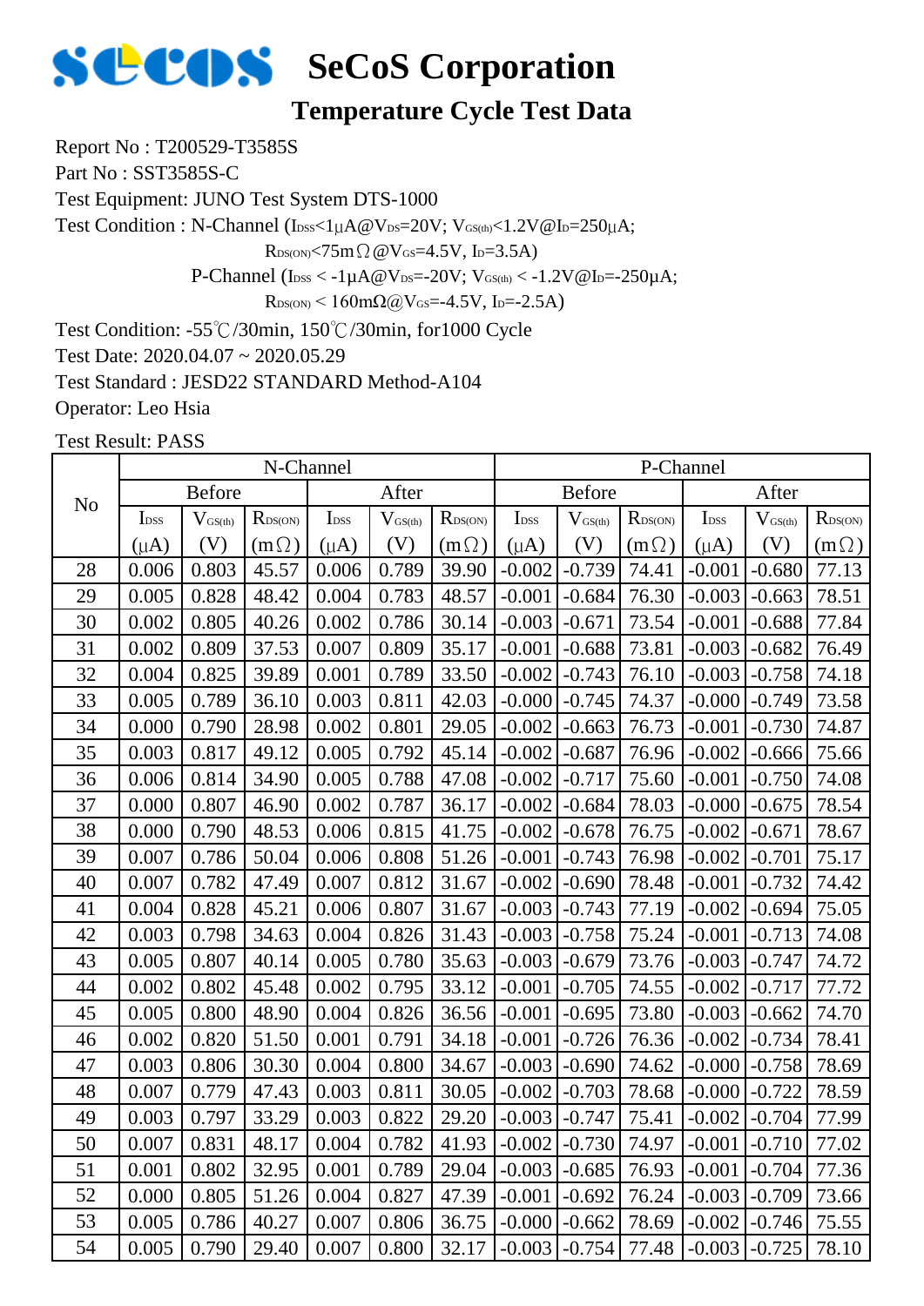# SeCoS Corporation

## Temperature Cycle Test Data

Report No : T200529-T3585S

Part No : SST3585S-C

Test Equipment: JUNO Test System DTS-1000

Test Condition : N-Channel ($I_{DSS}$<1μA@$V_{DS}$=20V; $V_{GS(th)}$<1.2V@$I_D$=250μA;

$R_{DS(ON)}$<75mΩ@$V_{GS}$=4.5V, $I_D$=3.5A)

P-Channel ($I_{DSS}$ < -1μA@$V_{DS}$=-20V; $V_{GS(th)}$ < -1.2V@$I_D$=-250μA;

$R_{DS(ON)}$ < 160mΩ@$V_{GS}$=-4.5V, $I_D$=-2.5A)

Test Condition: -55℃/30min, 150℃/30min, for1000 Cycle

Test Date: 2020.04.07 ~ 2020.05.29

Test Standard : JESD22 STANDARD Method-A104

Operator: Leo Hsia

Test Result: PASS

| No | N-Channel | | | | | | P-Channel | | | | | |
|---|---|---|---|---|---|---|---|---|---|---|---|---|
| | Before | | | After | | | Before | | | After | | |
| | $I_{DSS}$ (μA) | $V_{GS(th)}$ (V) | $R_{DS(ON)}$ (mΩ) | $I_{DSS}$ (μA) | $V_{GS(th)}$ (V) | $R_{DS(ON)}$ (mΩ) | $I_{DSS}$ (μA) | $V_{GS(th)}$ (V) | $R_{DS(ON)}$ (mΩ) | $I_{DSS}$ (μA) | $V_{GS(th)}$ (V) | $R_{DS(ON)}$ (mΩ) |
| 28 | 0.006 | 0.803 | 45.57 | 0.006 | 0.789 | 39.90 | -0.002 | -0.739 | 74.41 | -0.001 | -0.680 | 77.13 |
| 29 | 0.005 | 0.828 | 48.42 | 0.004 | 0.783 | 48.57 | -0.001 | -0.684 | 76.30 | -0.003 | -0.663 | 78.51 |
| 30 | 0.002 | 0.805 | 40.26 | 0.002 | 0.786 | 30.14 | -0.003 | -0.671 | 73.54 | -0.001 | -0.688 | 77.84 |
| 31 | 0.002 | 0.809 | 37.53 | 0.007 | 0.809 | 35.17 | -0.001 | -0.688 | 73.81 | -0.003 | -0.682 | 76.49 |
| 32 | 0.004 | 0.825 | 39.89 | 0.001 | 0.789 | 33.50 | -0.002 | -0.743 | 76.10 | -0.003 | -0.758 | 74.18 |
| 33 | 0.005 | 0.789 | 36.10 | 0.003 | 0.811 | 42.03 | -0.000 | -0.745 | 74.37 | -0.000 | -0.749 | 73.58 |
| 34 | 0.000 | 0.790 | 28.98 | 0.002 | 0.801 | 29.05 | -0.002 | -0.663 | 76.73 | -0.001 | -0.730 | 74.87 |
| 35 | 0.003 | 0.817 | 49.12 | 0.005 | 0.792 | 45.14 | -0.002 | -0.687 | 76.96 | -0.002 | -0.666 | 75.66 |
| 36 | 0.006 | 0.814 | 34.90 | 0.005 | 0.788 | 47.08 | -0.002 | -0.717 | 75.60 | -0.001 | -0.750 | 74.08 |
| 37 | 0.000 | 0.807 | 46.90 | 0.002 | 0.787 | 36.17 | -0.002 | -0.684 | 78.03 | -0.000 | -0.675 | 78.54 |
| 38 | 0.000 | 0.790 | 48.53 | 0.006 | 0.815 | 41.75 | -0.002 | -0.678 | 76.75 | -0.002 | -0.671 | 78.67 |
| 39 | 0.007 | 0.786 | 50.04 | 0.006 | 0.808 | 51.26 | -0.001 | -0.743 | 76.98 | -0.002 | -0.701 | 75.17 |
| 40 | 0.007 | 0.782 | 47.49 | 0.007 | 0.812 | 31.67 | -0.002 | -0.690 | 78.48 | -0.001 | -0.732 | 74.42 |
| 41 | 0.004 | 0.828 | 45.21 | 0.006 | 0.807 | 31.67 | -0.003 | -0.743 | 77.19 | -0.002 | -0.694 | 75.05 |
| 42 | 0.003 | 0.798 | 34.63 | 0.004 | 0.826 | 31.43 | -0.003 | -0.758 | 75.24 | -0.001 | -0.713 | 74.08 |
| 43 | 0.005 | 0.807 | 40.14 | 0.005 | 0.780 | 35.63 | -0.003 | -0.679 | 73.76 | -0.003 | -0.747 | 74.72 |
| 44 | 0.002 | 0.802 | 45.48 | 0.002 | 0.795 | 33.12 | -0.001 | -0.705 | 74.55 | -0.002 | -0.717 | 77.72 |
| 45 | 0.005 | 0.800 | 48.90 | 0.004 | 0.826 | 36.56 | -0.001 | -0.695 | 73.80 | -0.003 | -0.662 | 74.70 |
| 46 | 0.002 | 0.820 | 51.50 | 0.001 | 0.791 | 34.18 | -0.001 | -0.726 | 76.36 | -0.002 | -0.734 | 78.41 |
| 47 | 0.003 | 0.806 | 30.30 | 0.004 | 0.800 | 34.67 | -0.003 | -0.690 | 74.62 | -0.000 | -0.758 | 78.69 |
| 48 | 0.007 | 0.779 | 47.43 | 0.003 | 0.811 | 30.05 | -0.002 | -0.703 | 78.68 | -0.000 | -0.722 | 78.59 |
| 49 | 0.003 | 0.797 | 33.29 | 0.003 | 0.822 | 29.20 | -0.003 | -0.747 | 75.41 | -0.002 | -0.704 | 77.99 |
| 50 | 0.007 | 0.831 | 48.17 | 0.004 | 0.782 | 41.93 | -0.002 | -0.730 | 74.97 | -0.001 | -0.710 | 77.02 |
| 51 | 0.001 | 0.802 | 32.95 | 0.001 | 0.789 | 29.04 | -0.003 | -0.685 | 76.93 | -0.001 | -0.704 | 77.36 |
| 52 | 0.000 | 0.805 | 51.26 | 0.004 | 0.827 | 47.39 | -0.001 | -0.692 | 76.24 | -0.003 | -0.709 | 73.66 |
| 53 | 0.005 | 0.786 | 40.27 | 0.007 | 0.806 | 36.75 | -0.000 | -0.662 | 78.69 | -0.002 | -0.746 | 75.55 |
| 54 | 0.005 | 0.790 | 29.40 | 0.007 | 0.800 | 32.17 | -0.003 | -0.754 | 77.48 | -0.003 | -0.725 | 78.10 |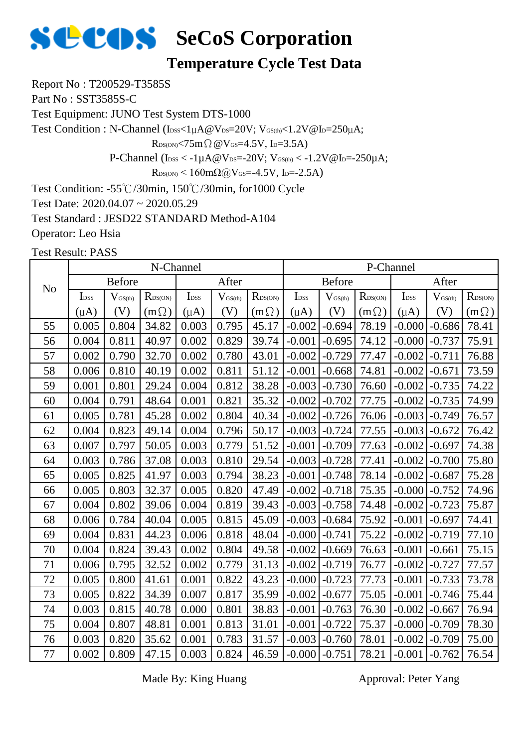# SeCoS Corporation

## Temperature Cycle Test Data

Report No : T200529-T3585S

Part No : SST3585S-C

Test Equipment: JUNO Test System DTS-1000

Test Condition : N-Channel ($I_{DSS}$<1μA@$V_{DS}$=20V; $V_{GS(th)}$<1.2V@$I_D$=250μA;

$R_{DS(ON)}$<75mΩ@$V_{GS}$=4.5V, $I_D$=3.5A)

P-Channel ($I_{DSS}$ < -1μA@$V_{DS}$=-20V; $V_{GS(th)}$ < -1.2V@$I_D$=-250μA;

$R_{DS(ON)}$ < 160mΩ@$V_{GS}$=-4.5V, $I_D$=-2.5A)

Test Condition: -55℃/30min, 150℃/30min, for1000 Cycle

Test Date: 2020.04.07 ~ 2020.05.29

Test Standard : JESD22 STANDARD Method-A104

Operator: Leo Hsia

Test Result: PASS

| No | N-Channel | | | | | | P-Channel | | | | | |
|---|---|---|---|---|---|---|---|---|---|---|---|---|
| | Before | | | After | | | Before | | | After | | |
| | $I_{DSS}$ (μA) | $V_{GS(th)}$ (V) | $R_{DS(ON)}$ (mΩ) | $I_{DSS}$ (μA) | $V_{GS(th)}$ (V) | $R_{DS(ON)}$ (mΩ) | $I_{DSS}$ (μA) | $V_{GS(th)}$ (V) | $R_{DS(ON)}$ (mΩ) | $I_{DSS}$ (μA) | $V_{GS(th)}$ (V) | $R_{DS(ON)}$ (mΩ) |
| 55 | 0.005 | 0.804 | 34.82 | 0.003 | 0.795 | 45.17 | -0.002 | -0.694 | 78.19 | -0.000 | -0.686 | 78.41 |
| 56 | 0.004 | 0.811 | 40.97 | 0.002 | 0.829 | 39.74 | -0.001 | -0.695 | 74.12 | -0.000 | -0.737 | 75.91 |
| 57 | 0.002 | 0.790 | 32.70 | 0.002 | 0.780 | 43.01 | -0.002 | -0.729 | 77.47 | -0.002 | -0.711 | 76.88 |
| 58 | 0.006 | 0.810 | 40.19 | 0.002 | 0.811 | 51.12 | -0.001 | -0.668 | 74.81 | -0.002 | -0.671 | 73.59 |
| 59 | 0.001 | 0.801 | 29.24 | 0.004 | 0.812 | 38.28 | -0.003 | -0.730 | 76.60 | -0.002 | -0.735 | 74.22 |
| 60 | 0.004 | 0.791 | 48.64 | 0.001 | 0.821 | 35.32 | -0.002 | -0.702 | 77.75 | -0.002 | -0.735 | 74.99 |
| 61 | 0.005 | 0.781 | 45.28 | 0.002 | 0.804 | 40.34 | -0.002 | -0.726 | 76.06 | -0.003 | -0.749 | 76.57 |
| 62 | 0.004 | 0.823 | 49.14 | 0.004 | 0.796 | 50.17 | -0.003 | -0.724 | 77.55 | -0.003 | -0.672 | 76.42 |
| 63 | 0.007 | 0.797 | 50.05 | 0.003 | 0.779 | 51.52 | -0.001 | -0.709 | 77.63 | -0.002 | -0.697 | 74.38 |
| 64 | 0.003 | 0.786 | 37.08 | 0.003 | 0.810 | 29.54 | -0.003 | -0.728 | 77.41 | -0.002 | -0.700 | 75.80 |
| 65 | 0.005 | 0.825 | 41.97 | 0.003 | 0.794 | 38.23 | -0.001 | -0.748 | 78.14 | -0.002 | -0.687 | 75.28 |
| 66 | 0.005 | 0.803 | 32.37 | 0.005 | 0.820 | 47.49 | -0.002 | -0.718 | 75.35 | -0.000 | -0.752 | 74.96 |
| 67 | 0.004 | 0.802 | 39.06 | 0.004 | 0.819 | 39.43 | -0.003 | -0.758 | 74.48 | -0.002 | -0.723 | 75.87 |
| 68 | 0.006 | 0.784 | 40.04 | 0.005 | 0.815 | 45.09 | -0.003 | -0.684 | 75.92 | -0.001 | -0.697 | 74.41 |
| 69 | 0.004 | 0.831 | 44.23 | 0.006 | 0.818 | 48.04 | -0.000 | -0.741 | 75.22 | -0.002 | -0.719 | 77.10 |
| 70 | 0.004 | 0.824 | 39.43 | 0.002 | 0.804 | 49.58 | -0.002 | -0.669 | 76.63 | -0.001 | -0.661 | 75.15 |
| 71 | 0.006 | 0.795 | 32.52 | 0.002 | 0.779 | 31.13 | -0.002 | -0.719 | 76.77 | -0.002 | -0.727 | 77.57 |
| 72 | 0.005 | 0.800 | 41.61 | 0.001 | 0.822 | 43.23 | -0.000 | -0.723 | 77.73 | -0.001 | -0.733 | 73.78 |
| 73 | 0.005 | 0.822 | 34.39 | 0.007 | 0.817 | 35.99 | -0.002 | -0.677 | 75.05 | -0.001 | -0.746 | 75.44 |
| 74 | 0.003 | 0.815 | 40.78 | 0.000 | 0.801 | 38.83 | -0.001 | -0.763 | 76.30 | -0.002 | -0.667 | 76.94 |
| 75 | 0.004 | 0.807 | 48.81 | 0.001 | 0.813 | 31.01 | -0.001 | -0.722 | 75.37 | -0.000 | -0.709 | 78.30 |
| 76 | 0.003 | 0.820 | 35.62 | 0.001 | 0.783 | 31.57 | -0.003 | -0.760 | 78.01 | -0.002 | -0.709 | 75.00 |
| 77 | 0.002 | 0.809 | 47.15 | 0.003 | 0.824 | 46.59 | -0.000 | -0.751 | 78.21 | -0.001 | -0.762 | 76.54 |

Made By: King Huang　　　　　　Approval: Peter Yang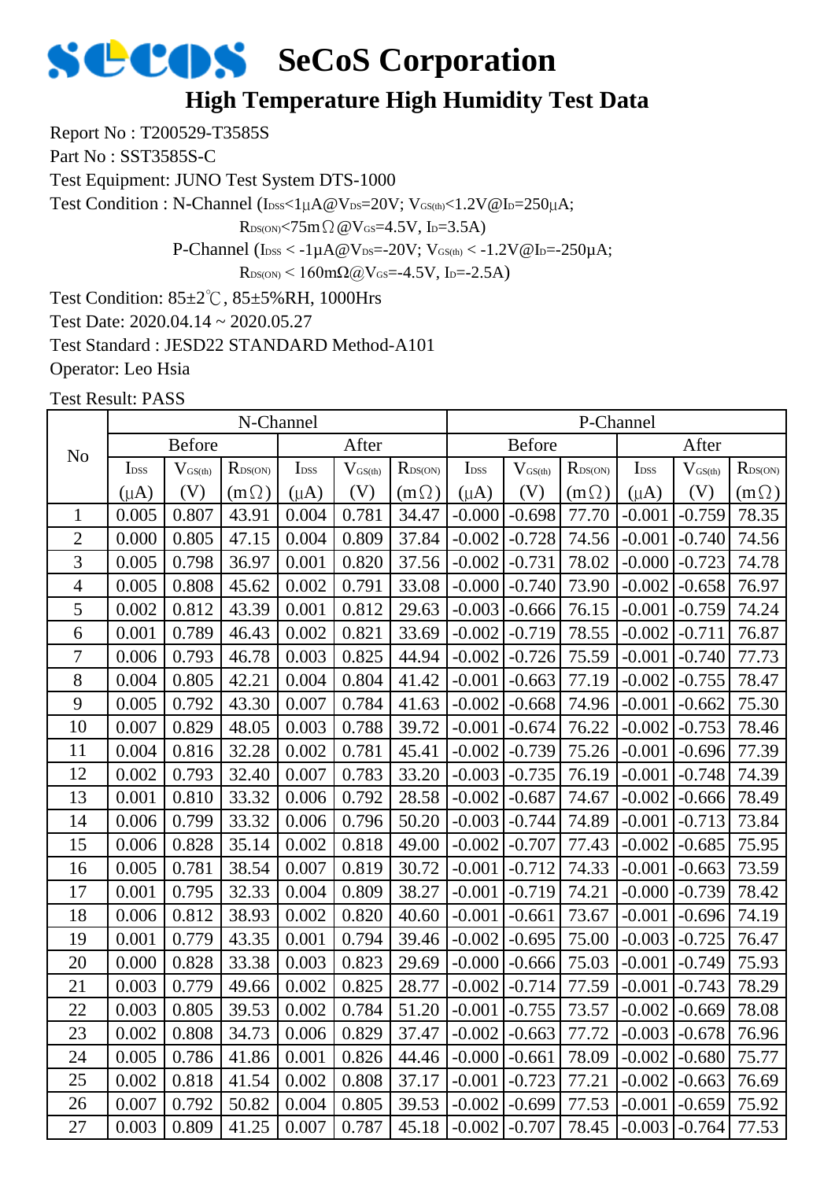# SeCoS Corporation

## High Temperature High Humidity Test Data

Report No : T200529-T3585S

Part No : SST3585S-C

Test Equipment: JUNO Test System DTS-1000

Test Condition : N-Channel ($I_{DSS}$<1μA@$V_{DS}$=20V; $V_{GS(th)}$<1.2V@$I_D$=250μA;

$R_{DS(ON)}$<75mΩ@$V_{GS}$=4.5V, $I_D$=3.5A)

P-Channel ($I_{DSS}$ < -1μA@$V_{DS}$=-20V; $V_{GS(th)}$ < -1.2V@$I_D$=-250μA;

$R_{DS(ON)}$ < 160mΩ@$V_{GS}$=-4.5V, $I_D$=-2.5A)

Test Condition: 85±2℃, 85±5%RH, 1000Hrs

Test Date: 2020.04.14 ~ 2020.05.27

Test Standard : JESD22 STANDARD Method-A101

Operator: Leo Hsia

Test Result: PASS

| No | N-Channel | | | | | | P-Channel | | | | | |
|---|---|---|---|---|---|---|---|---|---|---|---|---|
| | Before | | | After | | | Before | | | After | | |
| | $I_{DSS}$ (μA) | $V_{GS(th)}$ (V) | $R_{DS(ON)}$ (mΩ) | $I_{DSS}$ (μA) | $V_{GS(th)}$ (V) | $R_{DS(ON)}$ (mΩ) | $I_{DSS}$ (μA) | $V_{GS(th)}$ (V) | $R_{DS(ON)}$ (mΩ) | $I_{DSS}$ (μA) | $V_{GS(th)}$ (V) | $R_{DS(ON)}$ (mΩ) |
| 1 | 0.005 | 0.807 | 43.91 | 0.004 | 0.781 | 34.47 | -0.000 | -0.698 | 77.70 | -0.001 | -0.759 | 78.35 |
| 2 | 0.000 | 0.805 | 47.15 | 0.004 | 0.809 | 37.84 | -0.002 | -0.728 | 74.56 | -0.001 | -0.740 | 74.56 |
| 3 | 0.005 | 0.798 | 36.97 | 0.001 | 0.820 | 37.56 | -0.002 | -0.731 | 78.02 | -0.000 | -0.723 | 74.78 |
| 4 | 0.005 | 0.808 | 45.62 | 0.002 | 0.791 | 33.08 | -0.000 | -0.740 | 73.90 | -0.002 | -0.658 | 76.97 |
| 5 | 0.002 | 0.812 | 43.39 | 0.001 | 0.812 | 29.63 | -0.003 | -0.666 | 76.15 | -0.001 | -0.759 | 74.24 |
| 6 | 0.001 | 0.789 | 46.43 | 0.002 | 0.821 | 33.69 | -0.002 | -0.719 | 78.55 | -0.002 | -0.711 | 76.87 |
| 7 | 0.006 | 0.793 | 46.78 | 0.003 | 0.825 | 44.94 | -0.002 | -0.726 | 75.59 | -0.001 | -0.740 | 77.73 |
| 8 | 0.004 | 0.805 | 42.21 | 0.004 | 0.804 | 41.42 | -0.001 | -0.663 | 77.19 | -0.002 | -0.755 | 78.47 |
| 9 | 0.005 | 0.792 | 43.30 | 0.007 | 0.784 | 41.63 | -0.002 | -0.668 | 74.96 | -0.001 | -0.662 | 75.30 |
| 10 | 0.007 | 0.829 | 48.05 | 0.003 | 0.788 | 39.72 | -0.001 | -0.674 | 76.22 | -0.002 | -0.753 | 78.46 |
| 11 | 0.004 | 0.816 | 32.28 | 0.002 | 0.781 | 45.41 | -0.002 | -0.739 | 75.26 | -0.001 | -0.696 | 77.39 |
| 12 | 0.002 | 0.793 | 32.40 | 0.007 | 0.783 | 33.20 | -0.003 | -0.735 | 76.19 | -0.001 | -0.748 | 74.39 |
| 13 | 0.001 | 0.810 | 33.32 | 0.006 | 0.792 | 28.58 | -0.002 | -0.687 | 74.67 | -0.002 | -0.666 | 78.49 |
| 14 | 0.006 | 0.799 | 33.32 | 0.006 | 0.796 | 50.20 | -0.003 | -0.744 | 74.89 | -0.001 | -0.713 | 73.84 |
| 15 | 0.006 | 0.828 | 35.14 | 0.002 | 0.818 | 49.00 | -0.002 | -0.707 | 77.43 | -0.002 | -0.685 | 75.95 |
| 16 | 0.005 | 0.781 | 38.54 | 0.007 | 0.819 | 30.72 | -0.001 | -0.712 | 74.33 | -0.001 | -0.663 | 73.59 |
| 17 | 0.001 | 0.795 | 32.33 | 0.004 | 0.809 | 38.27 | -0.001 | -0.719 | 74.21 | -0.000 | -0.739 | 78.42 |
| 18 | 0.006 | 0.812 | 38.93 | 0.002 | 0.820 | 40.60 | -0.001 | -0.661 | 73.67 | -0.001 | -0.696 | 74.19 |
| 19 | 0.001 | 0.779 | 43.35 | 0.001 | 0.794 | 39.46 | -0.002 | -0.695 | 75.00 | -0.003 | -0.725 | 76.47 |
| 20 | 0.000 | 0.828 | 33.38 | 0.003 | 0.823 | 29.69 | -0.000 | -0.666 | 75.03 | -0.001 | -0.749 | 75.93 |
| 21 | 0.003 | 0.779 | 49.66 | 0.002 | 0.825 | 28.77 | -0.002 | -0.714 | 77.59 | -0.001 | -0.743 | 78.29 |
| 22 | 0.003 | 0.805 | 39.53 | 0.002 | 0.784 | 51.20 | -0.001 | -0.755 | 73.57 | -0.002 | -0.669 | 78.08 |
| 23 | 0.002 | 0.808 | 34.73 | 0.006 | 0.829 | 37.47 | -0.002 | -0.663 | 77.72 | -0.003 | -0.678 | 76.96 |
| 24 | 0.005 | 0.786 | 41.86 | 0.001 | 0.826 | 44.46 | -0.000 | -0.661 | 78.09 | -0.002 | -0.680 | 75.77 |
| 25 | 0.002 | 0.818 | 41.54 | 0.002 | 0.808 | 37.17 | -0.001 | -0.723 | 77.21 | -0.002 | -0.663 | 76.69 |
| 26 | 0.007 | 0.792 | 50.82 | 0.004 | 0.805 | 39.53 | -0.002 | -0.699 | 77.53 | -0.001 | -0.659 | 75.92 |
| 27 | 0.003 | 0.809 | 41.25 | 0.007 | 0.787 | 45.18 | -0.002 | -0.707 | 78.45 | -0.003 | -0.764 | 77.53 |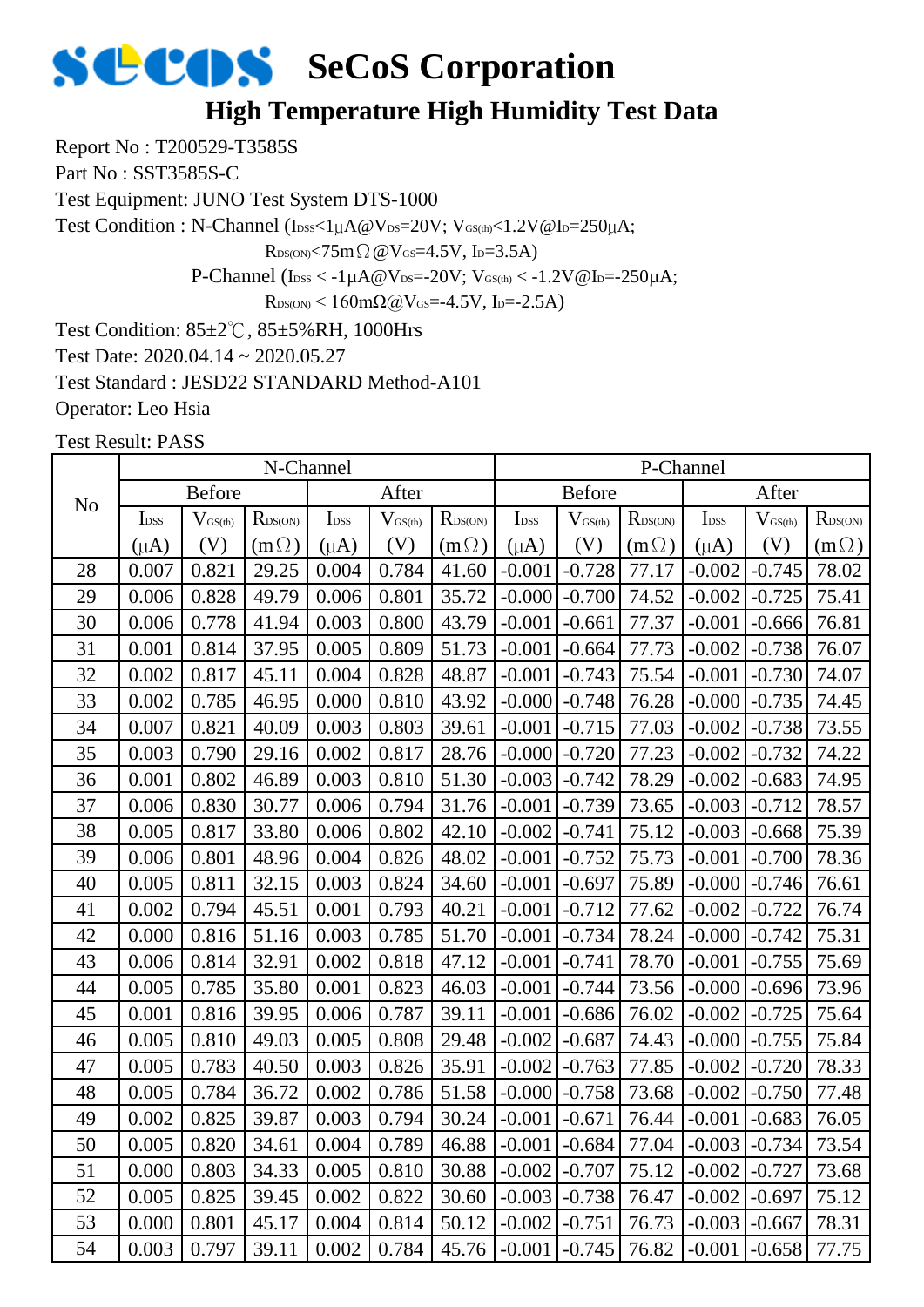# SeCoS Corporation

## High Temperature High Humidity Test Data

Report No : T200529-T3585S

Part No : SST3585S-C

Test Equipment: JUNO Test System DTS-1000

Test Condition : N-Channel ($I_{DSS}$<1μA@$V_{DS}$=20V; $V_{GS(th)}$<1.2V@$I_D$=250μA;

$R_{DS(ON)}$<75mΩ@$V_{GS}$=4.5V, $I_D$=3.5A)

P-Channel ($I_{DSS}$ < -1μA@$V_{DS}$=-20V; $V_{GS(th)}$ < -1.2V@$I_D$=-250μA;

$R_{DS(ON)}$ < 160mΩ@$V_{GS}$=-4.5V, $I_D$=-2.5A)

Test Condition: 85±2℃, 85±5%RH, 1000Hrs

Test Date: 2020.04.14 ~ 2020.05.27

Test Standard : JESD22 STANDARD Method-A101

Operator: Leo Hsia

Test Result: PASS

| No | N-Channel | | | | | | P-Channel | | | | | |
|---|---|---|---|---|---|---|---|---|---|---|---|---|
| | Before | | | After | | | Before | | | After | | |
| | $I_{DSS}$ (μA) | $V_{GS(th)}$ (V) | $R_{DS(ON)}$ (mΩ) | $I_{DSS}$ (μA) | $V_{GS(th)}$ (V) | $R_{DS(ON)}$ (mΩ) | $I_{DSS}$ (μA) | $V_{GS(th)}$ (V) | $R_{DS(ON)}$ (mΩ) | $I_{DSS}$ (μA) | $V_{GS(th)}$ (V) | $R_{DS(ON)}$ (mΩ) |
| 28 | 0.007 | 0.821 | 29.25 | 0.004 | 0.784 | 41.60 | -0.001 | -0.728 | 77.17 | -0.002 | -0.745 | 78.02 |
| 29 | 0.006 | 0.828 | 49.79 | 0.006 | 0.801 | 35.72 | -0.000 | -0.700 | 74.52 | -0.002 | -0.725 | 75.41 |
| 30 | 0.006 | 0.778 | 41.94 | 0.003 | 0.800 | 43.79 | -0.001 | -0.661 | 77.37 | -0.001 | -0.666 | 76.81 |
| 31 | 0.001 | 0.814 | 37.95 | 0.005 | 0.809 | 51.73 | -0.001 | -0.664 | 77.73 | -0.002 | -0.738 | 76.07 |
| 32 | 0.002 | 0.817 | 45.11 | 0.004 | 0.828 | 48.87 | -0.001 | -0.743 | 75.54 | -0.001 | -0.730 | 74.07 |
| 33 | 0.002 | 0.785 | 46.95 | 0.000 | 0.810 | 43.92 | -0.000 | -0.748 | 76.28 | -0.000 | -0.735 | 74.45 |
| 34 | 0.007 | 0.821 | 40.09 | 0.003 | 0.803 | 39.61 | -0.001 | -0.715 | 77.03 | -0.002 | -0.738 | 73.55 |
| 35 | 0.003 | 0.790 | 29.16 | 0.002 | 0.817 | 28.76 | -0.000 | -0.720 | 77.23 | -0.002 | -0.732 | 74.22 |
| 36 | 0.001 | 0.802 | 46.89 | 0.003 | 0.810 | 51.30 | -0.003 | -0.742 | 78.29 | -0.002 | -0.683 | 74.95 |
| 37 | 0.006 | 0.830 | 30.77 | 0.006 | 0.794 | 31.76 | -0.001 | -0.739 | 73.65 | -0.003 | -0.712 | 78.57 |
| 38 | 0.005 | 0.817 | 33.80 | 0.006 | 0.802 | 42.10 | -0.002 | -0.741 | 75.12 | -0.003 | -0.668 | 75.39 |
| 39 | 0.006 | 0.801 | 48.96 | 0.004 | 0.826 | 48.02 | -0.001 | -0.752 | 75.73 | -0.001 | -0.700 | 78.36 |
| 40 | 0.005 | 0.811 | 32.15 | 0.003 | 0.824 | 34.60 | -0.001 | -0.697 | 75.89 | -0.000 | -0.746 | 76.61 |
| 41 | 0.002 | 0.794 | 45.51 | 0.001 | 0.793 | 40.21 | -0.001 | -0.712 | 77.62 | -0.002 | -0.722 | 76.74 |
| 42 | 0.000 | 0.816 | 51.16 | 0.003 | 0.785 | 51.70 | -0.001 | -0.734 | 78.24 | -0.000 | -0.742 | 75.31 |
| 43 | 0.006 | 0.814 | 32.91 | 0.002 | 0.818 | 47.12 | -0.001 | -0.741 | 78.70 | -0.001 | -0.755 | 75.69 |
| 44 | 0.005 | 0.785 | 35.80 | 0.001 | 0.823 | 46.03 | -0.001 | -0.744 | 73.56 | -0.000 | -0.696 | 73.96 |
| 45 | 0.001 | 0.816 | 39.95 | 0.006 | 0.787 | 39.11 | -0.001 | -0.686 | 76.02 | -0.002 | -0.725 | 75.64 |
| 46 | 0.005 | 0.810 | 49.03 | 0.005 | 0.808 | 29.48 | -0.002 | -0.687 | 74.43 | -0.000 | -0.755 | 75.84 |
| 47 | 0.005 | 0.783 | 40.50 | 0.003 | 0.826 | 35.91 | -0.002 | -0.763 | 77.85 | -0.002 | -0.720 | 78.33 |
| 48 | 0.005 | 0.784 | 36.72 | 0.002 | 0.786 | 51.58 | -0.000 | -0.758 | 73.68 | -0.002 | -0.750 | 77.48 |
| 49 | 0.002 | 0.825 | 39.87 | 0.003 | 0.794 | 30.24 | -0.001 | -0.671 | 76.44 | -0.001 | -0.683 | 76.05 |
| 50 | 0.005 | 0.820 | 34.61 | 0.004 | 0.789 | 46.88 | -0.001 | -0.684 | 77.04 | -0.003 | -0.734 | 73.54 |
| 51 | 0.000 | 0.803 | 34.33 | 0.005 | 0.810 | 30.88 | -0.002 | -0.707 | 75.12 | -0.002 | -0.727 | 73.68 |
| 52 | 0.005 | 0.825 | 39.45 | 0.002 | 0.822 | 30.60 | -0.003 | -0.738 | 76.47 | -0.002 | -0.697 | 75.12 |
| 53 | 0.000 | 0.801 | 45.17 | 0.004 | 0.814 | 50.12 | -0.002 | -0.751 | 76.73 | -0.003 | -0.667 | 78.31 |
| 54 | 0.003 | 0.797 | 39.11 | 0.002 | 0.784 | 45.76 | -0.001 | -0.745 | 76.82 | -0.001 | -0.658 | 77.75 |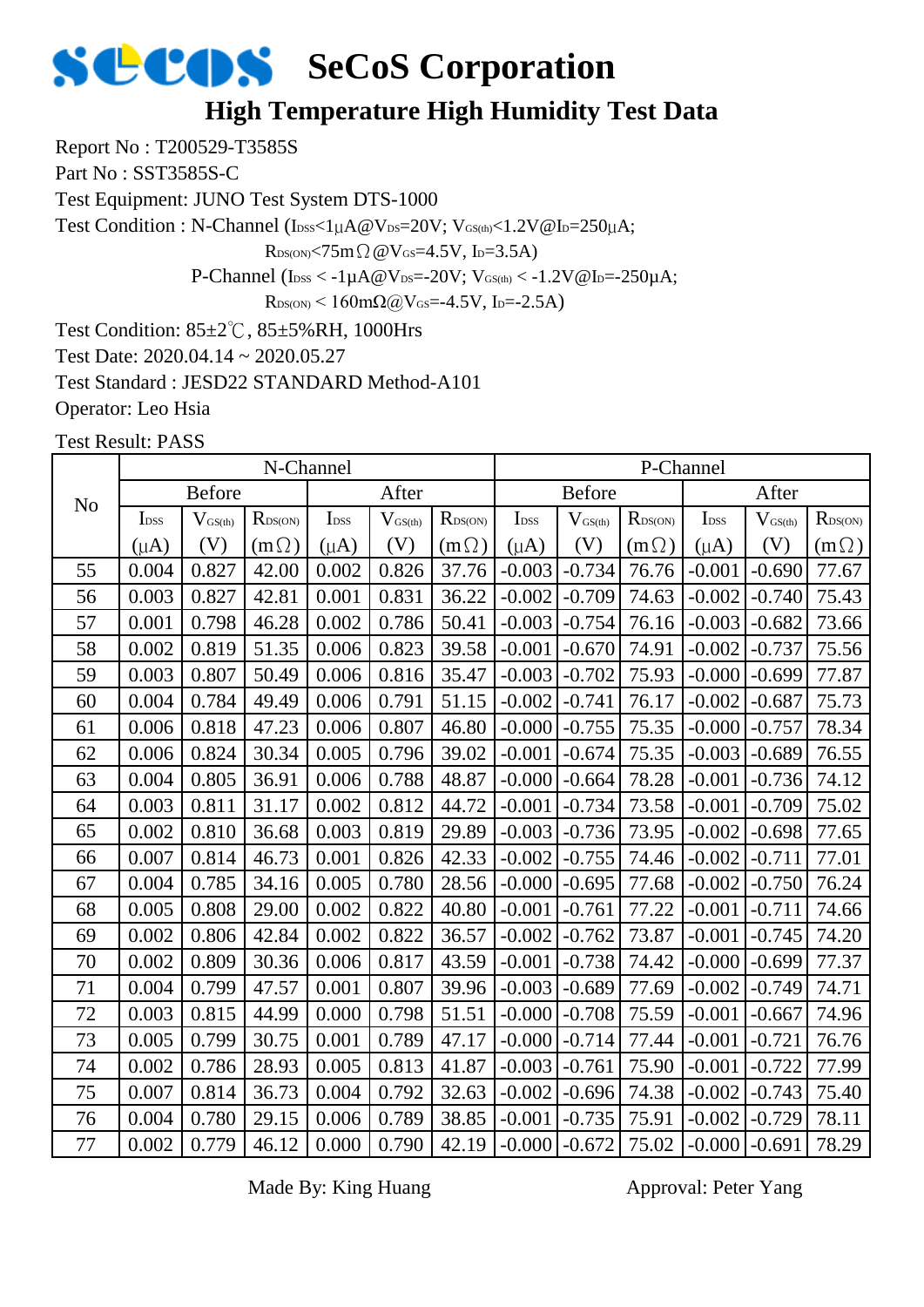# SeCoS Corporation

## High Temperature High Humidity Test Data

Report No : T200529-T3585S

Part No : SST3585S-C

Test Equipment: JUNO Test System DTS-1000

Test Condition : N-Channel ($I_{DSS}$<1μA@$V_{DS}$=20V; $V_{GS(th)}$<1.2V@$I_D$=250μA;

$R_{DS(ON)}$<75mΩ@$V_{GS}$=4.5V, $I_D$=3.5A)

P-Channel ($I_{DSS}$ < -1μA@$V_{DS}$=-20V; $V_{GS(th)}$ < -1.2V@$I_D$=-250μA;

$R_{DS(ON)}$ < 160mΩ@$V_{GS}$=-4.5V, $I_D$=-2.5A)

Test Condition: 85±2℃, 85±5%RH, 1000Hrs

Test Date: 2020.04.14 ~ 2020.05.27

Test Standard : JESD22 STANDARD Method-A101

Operator: Leo Hsia

Test Result: PASS

| No | N-Channel | | | | | | P-Channel | | | | | |
|---|---|---|---|---|---|---|---|---|---|---|---|---|
| | Before | | | After | | | Before | | | After | | |
| | $I_{DSS}$ (μA) | $V_{GS(th)}$ (V) | $R_{DS(ON)}$ (mΩ) | $I_{DSS}$ (μA) | $V_{GS(th)}$ (V) | $R_{DS(ON)}$ (mΩ) | $I_{DSS}$ (μA) | $V_{GS(th)}$ (V) | $R_{DS(ON)}$ (mΩ) | $I_{DSS}$ (μA) | $V_{GS(th)}$ (V) | $R_{DS(ON)}$ (mΩ) |
| 55 | 0.004 | 0.827 | 42.00 | 0.002 | 0.826 | 37.76 | -0.003 | -0.734 | 76.76 | -0.001 | -0.690 | 77.67 |
| 56 | 0.003 | 0.827 | 42.81 | 0.001 | 0.831 | 36.22 | -0.002 | -0.709 | 74.63 | -0.002 | -0.740 | 75.43 |
| 57 | 0.001 | 0.798 | 46.28 | 0.002 | 0.786 | 50.41 | -0.003 | -0.754 | 76.16 | -0.003 | -0.682 | 73.66 |
| 58 | 0.002 | 0.819 | 51.35 | 0.006 | 0.823 | 39.58 | -0.001 | -0.670 | 74.91 | -0.002 | -0.737 | 75.56 |
| 59 | 0.003 | 0.807 | 50.49 | 0.006 | 0.816 | 35.47 | -0.003 | -0.702 | 75.93 | -0.000 | -0.699 | 77.87 |
| 60 | 0.004 | 0.784 | 49.49 | 0.006 | 0.791 | 51.15 | -0.002 | -0.741 | 76.17 | -0.002 | -0.687 | 75.73 |
| 61 | 0.006 | 0.818 | 47.23 | 0.006 | 0.807 | 46.80 | -0.000 | -0.755 | 75.35 | -0.000 | -0.757 | 78.34 |
| 62 | 0.006 | 0.824 | 30.34 | 0.005 | 0.796 | 39.02 | -0.001 | -0.674 | 75.35 | -0.003 | -0.689 | 76.55 |
| 63 | 0.004 | 0.805 | 36.91 | 0.006 | 0.788 | 48.87 | -0.000 | -0.664 | 78.28 | -0.001 | -0.736 | 74.12 |
| 64 | 0.003 | 0.811 | 31.17 | 0.002 | 0.812 | 44.72 | -0.001 | -0.734 | 73.58 | -0.001 | -0.709 | 75.02 |
| 65 | 0.002 | 0.810 | 36.68 | 0.003 | 0.819 | 29.89 | -0.003 | -0.736 | 73.95 | -0.002 | -0.698 | 77.65 |
| 66 | 0.007 | 0.814 | 46.73 | 0.001 | 0.826 | 42.33 | -0.002 | -0.755 | 74.46 | -0.002 | -0.711 | 77.01 |
| 67 | 0.004 | 0.785 | 34.16 | 0.005 | 0.780 | 28.56 | -0.000 | -0.695 | 77.68 | -0.002 | -0.750 | 76.24 |
| 68 | 0.005 | 0.808 | 29.00 | 0.002 | 0.822 | 40.80 | -0.001 | -0.761 | 77.22 | -0.001 | -0.711 | 74.66 |
| 69 | 0.002 | 0.806 | 42.84 | 0.002 | 0.822 | 36.57 | -0.002 | -0.762 | 73.87 | -0.001 | -0.745 | 74.20 |
| 70 | 0.002 | 0.809 | 30.36 | 0.006 | 0.817 | 43.59 | -0.001 | -0.738 | 74.42 | -0.000 | -0.699 | 77.37 |
| 71 | 0.004 | 0.799 | 47.57 | 0.001 | 0.807 | 39.96 | -0.003 | -0.689 | 77.69 | -0.002 | -0.749 | 74.71 |
| 72 | 0.003 | 0.815 | 44.99 | 0.000 | 0.798 | 51.51 | -0.000 | -0.708 | 75.59 | -0.001 | -0.667 | 74.96 |
| 73 | 0.005 | 0.799 | 30.75 | 0.001 | 0.789 | 47.17 | -0.000 | -0.714 | 77.44 | -0.001 | -0.721 | 76.76 |
| 74 | 0.002 | 0.786 | 28.93 | 0.005 | 0.813 | 41.87 | -0.003 | -0.761 | 75.90 | -0.001 | -0.722 | 77.99 |
| 75 | 0.007 | 0.814 | 36.73 | 0.004 | 0.792 | 32.63 | -0.002 | -0.696 | 74.38 | -0.002 | -0.743 | 75.40 |
| 76 | 0.004 | 0.780 | 29.15 | 0.006 | 0.789 | 38.85 | -0.001 | -0.735 | 75.91 | -0.002 | -0.729 | 78.11 |
| 77 | 0.002 | 0.779 | 46.12 | 0.000 | 0.790 | 42.19 | -0.000 | -0.672 | 75.02 | -0.000 | -0.691 | 78.29 |

Made By: King Huang　　　　　　　　Approval: Peter Yang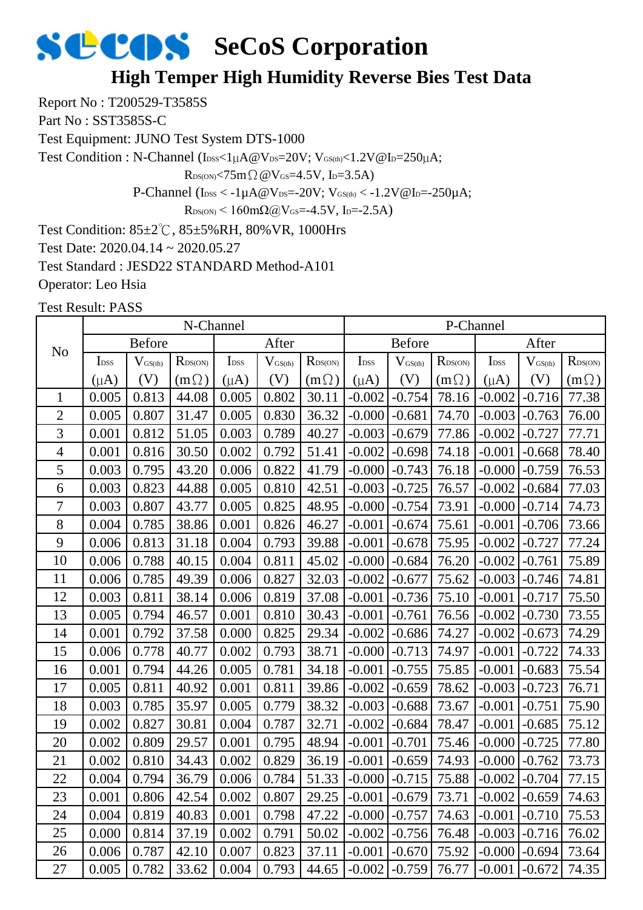# SeCoS Corporation

## High Temper High Humidity Reverse Bies Test Data

Report No : T200529-T3585S

Part No : SST3585S-C

Test Equipment: JUNO Test System DTS-1000

Test Condition : N-Channel ($I_{DSS}$<1μA@$V_{DS}$=20V; $V_{GS(th)}$<1.2V@$I_D$=250μA;

$R_{DS(ON)}$<75mΩ@$V_{GS}$=4.5V, $I_D$=3.5A)

P-Channel ($I_{DSS}$ < -1μA@$V_{DS}$=-20V; $V_{GS(th)}$ < -1.2V@$I_D$=-250μA;

$R_{DS(ON)}$ < 160mΩ@$V_{GS}$=-4.5V, $I_D$=-2.5A)

Test Condition: 85±2℃, 85±5%RH, 80%VR, 1000Hrs

Test Date: 2020.04.14 ~ 2020.05.27

Test Standard : JESD22 STANDARD Method-A101

Operator: Leo Hsia

Test Result: PASS

| No | N-Channel | | | | | | P-Channel | | | | | |
|---|---|---|---|---|---|---|---|---|---|---|---|---|
| | Before | | | After | | | Before | | | After | | |
| | $I_{DSS}$ (μA) | $V_{GS(th)}$ (V) | $R_{DS(ON)}$ (mΩ) | $I_{DSS}$ (μA) | $V_{GS(th)}$ (V) | $R_{DS(ON)}$ (mΩ) | $I_{DSS}$ (μA) | $V_{GS(th)}$ (V) | $R_{DS(ON)}$ (mΩ) | $I_{DSS}$ (μA) | $V_{GS(th)}$ (V) | $R_{DS(ON)}$ (mΩ) |
| 1 | 0.005 | 0.813 | 44.08 | 0.005 | 0.802 | 30.11 | -0.002 | -0.754 | 78.16 | -0.002 | -0.716 | 77.38 |
| 2 | 0.005 | 0.807 | 31.47 | 0.005 | 0.830 | 36.32 | -0.000 | -0.681 | 74.70 | -0.003 | -0.763 | 76.00 |
| 3 | 0.001 | 0.812 | 51.05 | 0.003 | 0.789 | 40.27 | -0.003 | -0.679 | 77.86 | -0.002 | -0.727 | 77.71 |
| 4 | 0.001 | 0.816 | 30.50 | 0.002 | 0.792 | 51.41 | -0.002 | -0.698 | 74.18 | -0.001 | -0.668 | 78.40 |
| 5 | 0.003 | 0.795 | 43.20 | 0.006 | 0.822 | 41.79 | -0.000 | -0.743 | 76.18 | -0.000 | -0.759 | 76.53 |
| 6 | 0.003 | 0.823 | 44.88 | 0.005 | 0.810 | 42.51 | -0.003 | -0.725 | 76.57 | -0.002 | -0.684 | 77.03 |
| 7 | 0.003 | 0.807 | 43.77 | 0.005 | 0.825 | 48.95 | -0.000 | -0.754 | 73.91 | -0.000 | -0.714 | 74.73 |
| 8 | 0.004 | 0.785 | 38.86 | 0.001 | 0.826 | 46.27 | -0.001 | -0.674 | 75.61 | -0.001 | -0.706 | 73.66 |
| 9 | 0.006 | 0.813 | 31.18 | 0.004 | 0.793 | 39.88 | -0.001 | -0.678 | 75.95 | -0.002 | -0.727 | 77.24 |
| 10 | 0.006 | 0.788 | 40.15 | 0.004 | 0.811 | 45.02 | -0.000 | -0.684 | 76.20 | -0.002 | -0.761 | 75.89 |
| 11 | 0.006 | 0.785 | 49.39 | 0.006 | 0.827 | 32.03 | -0.002 | -0.677 | 75.62 | -0.003 | -0.746 | 74.81 |
| 12 | 0.003 | 0.811 | 38.14 | 0.006 | 0.819 | 37.08 | -0.001 | -0.736 | 75.10 | -0.001 | -0.717 | 75.50 |
| 13 | 0.005 | 0.794 | 46.57 | 0.001 | 0.810 | 30.43 | -0.001 | -0.761 | 76.56 | -0.002 | -0.730 | 73.55 |
| 14 | 0.001 | 0.792 | 37.58 | 0.000 | 0.825 | 29.34 | -0.002 | -0.686 | 74.27 | -0.002 | -0.673 | 74.29 |
| 15 | 0.006 | 0.778 | 40.77 | 0.002 | 0.793 | 38.71 | -0.000 | -0.713 | 74.97 | -0.001 | -0.722 | 74.33 |
| 16 | 0.001 | 0.794 | 44.26 | 0.005 | 0.781 | 34.18 | -0.001 | -0.755 | 75.85 | -0.001 | -0.683 | 75.54 |
| 17 | 0.005 | 0.811 | 40.92 | 0.001 | 0.811 | 39.86 | -0.002 | -0.659 | 78.62 | -0.003 | -0.723 | 76.71 |
| 18 | 0.003 | 0.785 | 35.97 | 0.005 | 0.779 | 38.32 | -0.003 | -0.688 | 73.67 | -0.001 | -0.751 | 75.90 |
| 19 | 0.002 | 0.827 | 30.81 | 0.004 | 0.787 | 32.71 | -0.002 | -0.684 | 78.47 | -0.001 | -0.685 | 75.12 |
| 20 | 0.002 | 0.809 | 29.57 | 0.001 | 0.795 | 48.94 | -0.001 | -0.701 | 75.46 | -0.000 | -0.725 | 77.80 |
| 21 | 0.002 | 0.810 | 34.43 | 0.002 | 0.829 | 36.19 | -0.001 | -0.659 | 74.93 | -0.000 | -0.762 | 73.73 |
| 22 | 0.004 | 0.794 | 36.79 | 0.006 | 0.784 | 51.33 | -0.000 | -0.715 | 75.88 | -0.002 | -0.704 | 77.15 |
| 23 | 0.001 | 0.806 | 42.54 | 0.002 | 0.807 | 29.25 | -0.001 | -0.679 | 73.71 | -0.002 | -0.659 | 74.63 |
| 24 | 0.004 | 0.819 | 40.83 | 0.001 | 0.798 | 47.22 | -0.000 | -0.757 | 74.63 | -0.001 | -0.710 | 75.53 |
| 25 | 0.000 | 0.814 | 37.19 | 0.002 | 0.791 | 50.02 | -0.002 | -0.756 | 76.48 | -0.003 | -0.716 | 76.02 |
| 26 | 0.006 | 0.787 | 42.10 | 0.007 | 0.823 | 37.11 | -0.001 | -0.670 | 75.92 | -0.000 | -0.694 | 73.64 |
| 27 | 0.005 | 0.782 | 33.62 | 0.004 | 0.793 | 44.65 | -0.002 | -0.759 | 76.77 | -0.001 | -0.672 | 74.35 |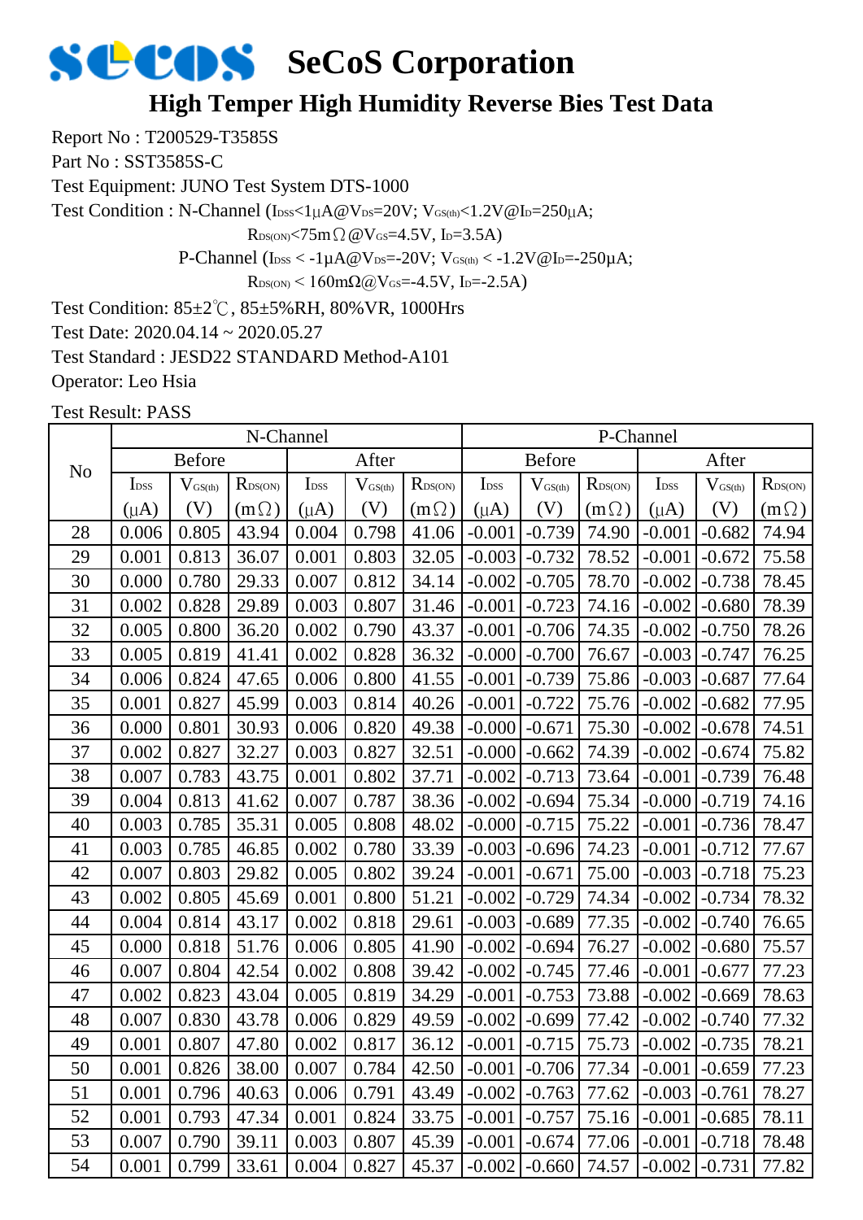# SeCoS Corporation

## High Temper High Humidity Reverse Bies Test Data

Report No : T200529-T3585S

Part No : SST3585S-C

Test Equipment: JUNO Test System DTS-1000

Test Condition : N-Channel ($I_{DSS}$<1μA@$V_{DS}$=20V; $V_{GS(th)}$<1.2V@$I_D$=250μA;

$R_{DS(ON)}$<75mΩ@$V_{GS}$=4.5V, $I_D$=3.5A)

P-Channel ($I_{DSS}$ < -1μA@$V_{DS}$=-20V; $V_{GS(th)}$ < -1.2V@$I_D$=-250μA;

$R_{DS(ON)}$ < 160mΩ@$V_{GS}$=-4.5V, $I_D$=-2.5A)

Test Condition: 85±2℃, 85±5%RH, 80%VR, 1000Hrs

Test Date: 2020.04.14 ~ 2020.05.27

Test Standard : JESD22 STANDARD Method-A101

Operator: Leo Hsia

Test Result: PASS

| No | N-Channel | | | | | | P-Channel | | | | | |
|---|---|---|---|---|---|---|---|---|---|---|---|---|
| | Before | | | After | | | Before | | | After | | |
| | $I_{DSS}$ (μA) | $V_{GS(th)}$ (V) | $R_{DS(ON)}$ (mΩ) | $I_{DSS}$ (μA) | $V_{GS(th)}$ (V) | $R_{DS(ON)}$ (mΩ) | $I_{DSS}$ (μA) | $V_{GS(th)}$ (V) | $R_{DS(ON)}$ (mΩ) | $I_{DSS}$ (μA) | $V_{GS(th)}$ (V) | $R_{DS(ON)}$ (mΩ) |
| 28 | 0.006 | 0.805 | 43.94 | 0.004 | 0.798 | 41.06 | -0.001 | -0.739 | 74.90 | -0.001 | -0.682 | 74.94 |
| 29 | 0.001 | 0.813 | 36.07 | 0.001 | 0.803 | 32.05 | -0.003 | -0.732 | 78.52 | -0.001 | -0.672 | 75.58 |
| 30 | 0.000 | 0.780 | 29.33 | 0.007 | 0.812 | 34.14 | -0.002 | -0.705 | 78.70 | -0.002 | -0.738 | 78.45 |
| 31 | 0.002 | 0.828 | 29.89 | 0.003 | 0.807 | 31.46 | -0.001 | -0.723 | 74.16 | -0.002 | -0.680 | 78.39 |
| 32 | 0.005 | 0.800 | 36.20 | 0.002 | 0.790 | 43.37 | -0.001 | -0.706 | 74.35 | -0.002 | -0.750 | 78.26 |
| 33 | 0.005 | 0.819 | 41.41 | 0.002 | 0.828 | 36.32 | -0.000 | -0.700 | 76.67 | -0.003 | -0.747 | 76.25 |
| 34 | 0.006 | 0.824 | 47.65 | 0.006 | 0.800 | 41.55 | -0.001 | -0.739 | 75.86 | -0.003 | -0.687 | 77.64 |
| 35 | 0.001 | 0.827 | 45.99 | 0.003 | 0.814 | 40.26 | -0.001 | -0.722 | 75.76 | -0.002 | -0.682 | 77.95 |
| 36 | 0.000 | 0.801 | 30.93 | 0.006 | 0.820 | 49.38 | -0.000 | -0.671 | 75.30 | -0.002 | -0.678 | 74.51 |
| 37 | 0.002 | 0.827 | 32.27 | 0.003 | 0.827 | 32.51 | -0.000 | -0.662 | 74.39 | -0.002 | -0.674 | 75.82 |
| 38 | 0.007 | 0.783 | 43.75 | 0.001 | 0.802 | 37.71 | -0.002 | -0.713 | 73.64 | -0.001 | -0.739 | 76.48 |
| 39 | 0.004 | 0.813 | 41.62 | 0.007 | 0.787 | 38.36 | -0.002 | -0.694 | 75.34 | -0.000 | -0.719 | 74.16 |
| 40 | 0.003 | 0.785 | 35.31 | 0.005 | 0.808 | 48.02 | -0.000 | -0.715 | 75.22 | -0.001 | -0.736 | 78.47 |
| 41 | 0.003 | 0.785 | 46.85 | 0.002 | 0.780 | 33.39 | -0.003 | -0.696 | 74.23 | -0.001 | -0.712 | 77.67 |
| 42 | 0.007 | 0.803 | 29.82 | 0.005 | 0.802 | 39.24 | -0.001 | -0.671 | 75.00 | -0.003 | -0.718 | 75.23 |
| 43 | 0.002 | 0.805 | 45.69 | 0.001 | 0.800 | 51.21 | -0.002 | -0.729 | 74.34 | -0.002 | -0.734 | 78.32 |
| 44 | 0.004 | 0.814 | 43.17 | 0.002 | 0.818 | 29.61 | -0.003 | -0.689 | 77.35 | -0.002 | -0.740 | 76.65 |
| 45 | 0.000 | 0.818 | 51.76 | 0.006 | 0.805 | 41.90 | -0.002 | -0.694 | 76.27 | -0.002 | -0.680 | 75.57 |
| 46 | 0.007 | 0.804 | 42.54 | 0.002 | 0.808 | 39.42 | -0.002 | -0.745 | 77.46 | -0.001 | -0.677 | 77.23 |
| 47 | 0.002 | 0.823 | 43.04 | 0.005 | 0.819 | 34.29 | -0.001 | -0.753 | 73.88 | -0.002 | -0.669 | 78.63 |
| 48 | 0.007 | 0.830 | 43.78 | 0.006 | 0.829 | 49.59 | -0.002 | -0.699 | 77.42 | -0.002 | -0.740 | 77.32 |
| 49 | 0.001 | 0.807 | 47.80 | 0.002 | 0.817 | 36.12 | -0.001 | -0.715 | 75.73 | -0.002 | -0.735 | 78.21 |
| 50 | 0.001 | 0.826 | 38.00 | 0.007 | 0.784 | 42.50 | -0.001 | -0.706 | 77.34 | -0.001 | -0.659 | 77.23 |
| 51 | 0.001 | 0.796 | 40.63 | 0.006 | 0.791 | 43.49 | -0.002 | -0.763 | 77.62 | -0.003 | -0.761 | 78.27 |
| 52 | 0.001 | 0.793 | 47.34 | 0.001 | 0.824 | 33.75 | -0.001 | -0.757 | 75.16 | -0.001 | -0.685 | 78.11 |
| 53 | 0.007 | 0.790 | 39.11 | 0.003 | 0.807 | 45.39 | -0.001 | -0.674 | 77.06 | -0.001 | -0.718 | 78.48 |
| 54 | 0.001 | 0.799 | 33.61 | 0.004 | 0.827 | 45.37 | -0.002 | -0.660 | 74.57 | -0.002 | -0.731 | 77.82 |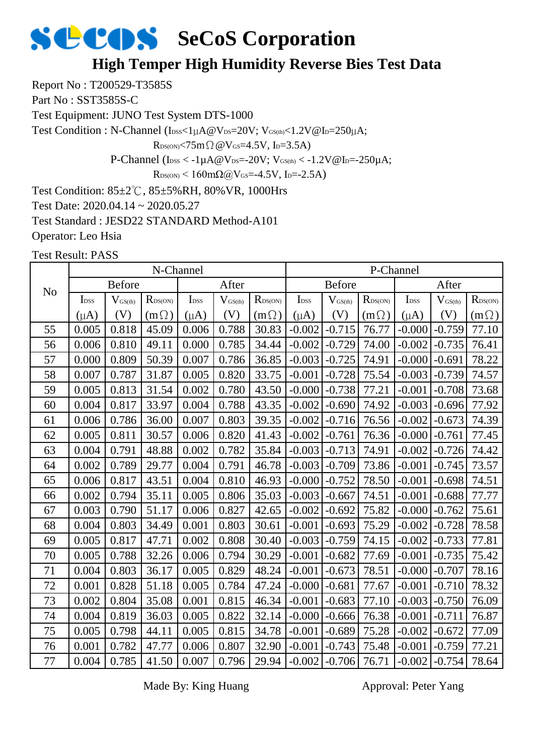# SeCoS Corporation

## High Temper High Humidity Reverse Bies Test Data

Report No : T200529-T3585S

Part No : SST3585S-C

Test Equipment: JUNO Test System DTS-1000

Test Condition : N-Channel ($I_{DSS}$<1μA@$V_{DS}$=20V; $V_{GS(th)}$<1.2V@$I_D$=250μA;

$R_{DS(ON)}$<75mΩ@$V_{GS}$=4.5V, $I_D$=3.5A)

P-Channel ($I_{DSS}$ < -1μA@$V_{DS}$=-20V; $V_{GS(th)}$ < -1.2V@$I_D$=-250μA;

$R_{DS(ON)}$ < 160mΩ@$V_{GS}$=-4.5V, $I_D$=-2.5A)

Test Condition: 85±2℃, 85±5%RH, 80%VR, 1000Hrs

Test Date: 2020.04.14 ~ 2020.05.27

Test Standard : JESD22 STANDARD Method-A101

Operator: Leo Hsia

Test Result: PASS

| No | N-Channel | | | | | | P-Channel | | | | | |
|---|---|---|---|---|---|---|---|---|---|---|---|---|
| | Before | | | After | | | Before | | | After | | |
| | $I_{DSS}$ (μA) | $V_{GS(th)}$ (V) | $R_{DS(ON)}$ (mΩ) | $I_{DSS}$ (μA) | $V_{GS(th)}$ (V) | $R_{DS(ON)}$ (mΩ) | $I_{DSS}$ (μA) | $V_{GS(th)}$ (V) | $R_{DS(ON)}$ (mΩ) | $I_{DSS}$ (μA) | $V_{GS(th)}$ (V) | $R_{DS(ON)}$ (mΩ) |
| 55 | 0.005 | 0.818 | 45.09 | 0.006 | 0.788 | 30.83 | -0.002 | -0.715 | 76.77 | -0.000 | -0.759 | 77.10 |
| 56 | 0.006 | 0.810 | 49.11 | 0.000 | 0.785 | 34.44 | -0.002 | -0.729 | 74.00 | -0.002 | -0.735 | 76.41 |
| 57 | 0.000 | 0.809 | 50.39 | 0.007 | 0.786 | 36.85 | -0.003 | -0.725 | 74.91 | -0.000 | -0.691 | 78.22 |
| 58 | 0.007 | 0.787 | 31.87 | 0.005 | 0.820 | 33.75 | -0.001 | -0.728 | 75.54 | -0.003 | -0.739 | 74.57 |
| 59 | 0.005 | 0.813 | 31.54 | 0.002 | 0.780 | 43.50 | -0.000 | -0.738 | 77.21 | -0.001 | -0.708 | 73.68 |
| 60 | 0.004 | 0.817 | 33.97 | 0.004 | 0.788 | 43.35 | -0.002 | -0.690 | 74.92 | -0.003 | -0.696 | 77.92 |
| 61 | 0.006 | 0.786 | 36.00 | 0.007 | 0.803 | 39.35 | -0.002 | -0.716 | 76.56 | -0.002 | -0.673 | 74.39 |
| 62 | 0.005 | 0.811 | 30.57 | 0.006 | 0.820 | 41.43 | -0.002 | -0.761 | 76.36 | -0.000 | -0.761 | 77.45 |
| 63 | 0.004 | 0.791 | 48.88 | 0.002 | 0.782 | 35.84 | -0.003 | -0.713 | 74.91 | -0.002 | -0.726 | 74.42 |
| 64 | 0.002 | 0.789 | 29.77 | 0.004 | 0.791 | 46.78 | -0.003 | -0.709 | 73.86 | -0.001 | -0.745 | 73.57 |
| 65 | 0.006 | 0.817 | 43.51 | 0.004 | 0.810 | 46.93 | -0.000 | -0.752 | 78.50 | -0.001 | -0.698 | 74.51 |
| 66 | 0.002 | 0.794 | 35.11 | 0.005 | 0.806 | 35.03 | -0.003 | -0.667 | 74.51 | -0.001 | -0.688 | 77.77 |
| 67 | 0.003 | 0.790 | 51.17 | 0.006 | 0.827 | 42.65 | -0.002 | -0.692 | 75.82 | -0.000 | -0.762 | 75.61 |
| 68 | 0.004 | 0.803 | 34.49 | 0.001 | 0.803 | 30.61 | -0.001 | -0.693 | 75.29 | -0.002 | -0.728 | 78.58 |
| 69 | 0.005 | 0.817 | 47.71 | 0.002 | 0.808 | 30.40 | -0.003 | -0.759 | 74.15 | -0.002 | -0.733 | 77.81 |
| 70 | 0.005 | 0.788 | 32.26 | 0.006 | 0.794 | 30.29 | -0.001 | -0.682 | 77.69 | -0.001 | -0.735 | 75.42 |
| 71 | 0.004 | 0.803 | 36.17 | 0.005 | 0.829 | 48.24 | -0.001 | -0.673 | 78.51 | -0.000 | -0.707 | 78.16 |
| 72 | 0.001 | 0.828 | 51.18 | 0.005 | 0.784 | 47.24 | -0.000 | -0.681 | 77.67 | -0.001 | -0.710 | 78.32 |
| 73 | 0.002 | 0.804 | 35.08 | 0.001 | 0.815 | 46.34 | -0.001 | -0.683 | 77.10 | -0.003 | -0.750 | 76.09 |
| 74 | 0.004 | 0.819 | 36.03 | 0.005 | 0.822 | 32.14 | -0.000 | -0.666 | 76.38 | -0.001 | -0.711 | 76.87 |
| 75 | 0.005 | 0.798 | 44.11 | 0.005 | 0.815 | 34.78 | -0.001 | -0.689 | 75.28 | -0.002 | -0.672 | 77.09 |
| 76 | 0.001 | 0.782 | 47.77 | 0.006 | 0.807 | 32.90 | -0.001 | -0.743 | 75.48 | -0.001 | -0.759 | 77.21 |
| 77 | 0.004 | 0.785 | 41.50 | 0.007 | 0.796 | 29.94 | -0.002 | -0.706 | 76.71 | -0.002 | -0.754 | 78.64 |

Made By: King Huang　　　　　　　　Approval: Peter Yang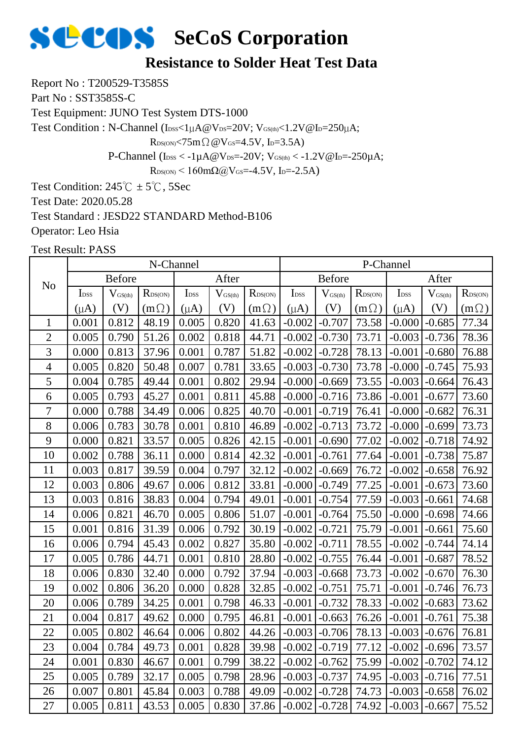# SeCoS Corporation

## Resistance to Solder Heat Test Data

Report No : T200529-T3585S

Part No : SST3585S-C

Test Equipment: JUNO Test System DTS-1000

Test Condition : N-Channel ($I_{DSS}$<1μA@$V_{DS}$=20V; $V_{GS(th)}$<1.2V@$I_D$=250μA;

$R_{DS(ON)}$<75mΩ@$V_{GS}$=4.5V, $I_D$=3.5A)

P-Channel ($I_{DSS}$ < -1μA@$V_{DS}$=-20V; $V_{GS(th)}$ < -1.2V@$I_D$=-250μA;

$R_{DS(ON)}$ < 160mΩ@$V_{GS}$=-4.5V, $I_D$=-2.5A)

Test Condition: 245℃ ± 5℃, 5Sec

Test Date: 2020.05.28

Test Standard : JESD22 STANDARD Method-B106

Operator: Leo Hsia

Test Result: PASS

| No | N-Channel | | | | | | P-Channel | | | | | |
|---|---|---|---|---|---|---|---|---|---|---|---|---|
| | Before | | | After | | | Before | | | After | | |
| | $I_{DSS}$ (μA) | $V_{GS(th)}$ (V) | $R_{DS(ON)}$ (mΩ) | $I_{DSS}$ (μA) | $V_{GS(th)}$ (V) | $R_{DS(ON)}$ (mΩ) | $I_{DSS}$ (μA) | $V_{GS(th)}$ (V) | $R_{DS(ON)}$ (mΩ) | $I_{DSS}$ (μA) | $V_{GS(th)}$ (V) | $R_{DS(ON)}$ (mΩ) |
| 1 | 0.001 | 0.812 | 48.19 | 0.005 | 0.820 | 41.63 | -0.002 | -0.707 | 73.58 | -0.000 | -0.685 | 77.34 |
| 2 | 0.005 | 0.790 | 51.26 | 0.002 | 0.818 | 44.71 | -0.002 | -0.730 | 73.71 | -0.003 | -0.736 | 78.36 |
| 3 | 0.000 | 0.813 | 37.96 | 0.001 | 0.787 | 51.82 | -0.002 | -0.728 | 78.13 | -0.001 | -0.680 | 76.88 |
| 4 | 0.005 | 0.820 | 50.48 | 0.007 | 0.781 | 33.65 | -0.003 | -0.730 | 73.78 | -0.000 | -0.745 | 75.93 |
| 5 | 0.004 | 0.785 | 49.44 | 0.001 | 0.802 | 29.94 | -0.000 | -0.669 | 73.55 | -0.003 | -0.664 | 76.43 |
| 6 | 0.005 | 0.793 | 45.27 | 0.001 | 0.811 | 45.88 | -0.000 | -0.716 | 73.86 | -0.001 | -0.677 | 73.60 |
| 7 | 0.000 | 0.788 | 34.49 | 0.006 | 0.825 | 40.70 | -0.001 | -0.719 | 76.41 | -0.000 | -0.682 | 76.31 |
| 8 | 0.006 | 0.783 | 30.78 | 0.001 | 0.810 | 46.89 | -0.002 | -0.713 | 73.72 | -0.000 | -0.699 | 73.73 |
| 9 | 0.000 | 0.821 | 33.57 | 0.005 | 0.826 | 42.15 | -0.001 | -0.690 | 77.02 | -0.002 | -0.718 | 74.92 |
| 10 | 0.002 | 0.788 | 36.11 | 0.000 | 0.814 | 42.32 | -0.001 | -0.761 | 77.64 | -0.001 | -0.738 | 75.87 |
| 11 | 0.003 | 0.817 | 39.59 | 0.004 | 0.797 | 32.12 | -0.002 | -0.669 | 76.72 | -0.002 | -0.658 | 76.92 |
| 12 | 0.003 | 0.806 | 49.67 | 0.006 | 0.812 | 33.81 | -0.000 | -0.749 | 77.25 | -0.001 | -0.673 | 73.60 |
| 13 | 0.003 | 0.816 | 38.83 | 0.004 | 0.794 | 49.01 | -0.001 | -0.754 | 77.59 | -0.003 | -0.661 | 74.68 |
| 14 | 0.006 | 0.821 | 46.70 | 0.005 | 0.806 | 51.07 | -0.001 | -0.764 | 75.50 | -0.000 | -0.698 | 74.66 |
| 15 | 0.001 | 0.816 | 31.39 | 0.006 | 0.792 | 30.19 | -0.002 | -0.721 | 75.79 | -0.001 | -0.661 | 75.60 |
| 16 | 0.006 | 0.794 | 45.43 | 0.002 | 0.827 | 35.80 | -0.002 | -0.711 | 78.55 | -0.002 | -0.744 | 74.14 |
| 17 | 0.005 | 0.786 | 44.71 | 0.001 | 0.810 | 28.80 | -0.002 | -0.755 | 76.44 | -0.001 | -0.687 | 78.52 |
| 18 | 0.006 | 0.830 | 32.40 | 0.000 | 0.792 | 37.94 | -0.003 | -0.668 | 73.73 | -0.002 | -0.670 | 76.30 |
| 19 | 0.002 | 0.806 | 36.20 | 0.000 | 0.828 | 32.85 | -0.002 | -0.751 | 75.71 | -0.001 | -0.746 | 76.73 |
| 20 | 0.006 | 0.789 | 34.25 | 0.001 | 0.798 | 46.33 | -0.001 | -0.732 | 78.33 | -0.002 | -0.683 | 73.62 |
| 21 | 0.004 | 0.817 | 49.62 | 0.000 | 0.795 | 46.81 | -0.001 | -0.663 | 76.26 | -0.001 | -0.761 | 75.38 |
| 22 | 0.005 | 0.802 | 46.64 | 0.006 | 0.802 | 44.26 | -0.003 | -0.706 | 78.13 | -0.003 | -0.676 | 76.81 |
| 23 | 0.004 | 0.784 | 49.73 | 0.001 | 0.828 | 39.98 | -0.002 | -0.719 | 77.12 | -0.002 | -0.696 | 73.57 |
| 24 | 0.001 | 0.830 | 46.67 | 0.001 | 0.799 | 38.22 | -0.002 | -0.762 | 75.99 | -0.002 | -0.702 | 74.12 |
| 25 | 0.005 | 0.789 | 32.17 | 0.005 | 0.798 | 28.96 | -0.003 | -0.737 | 74.95 | -0.003 | -0.716 | 77.51 |
| 26 | 0.007 | 0.801 | 45.84 | 0.003 | 0.788 | 49.09 | -0.002 | -0.728 | 74.73 | -0.003 | -0.658 | 76.02 |
| 27 | 0.005 | 0.811 | 43.53 | 0.005 | 0.830 | 37.86 | -0.002 | -0.728 | 74.92 | -0.003 | -0.667 | 75.52 |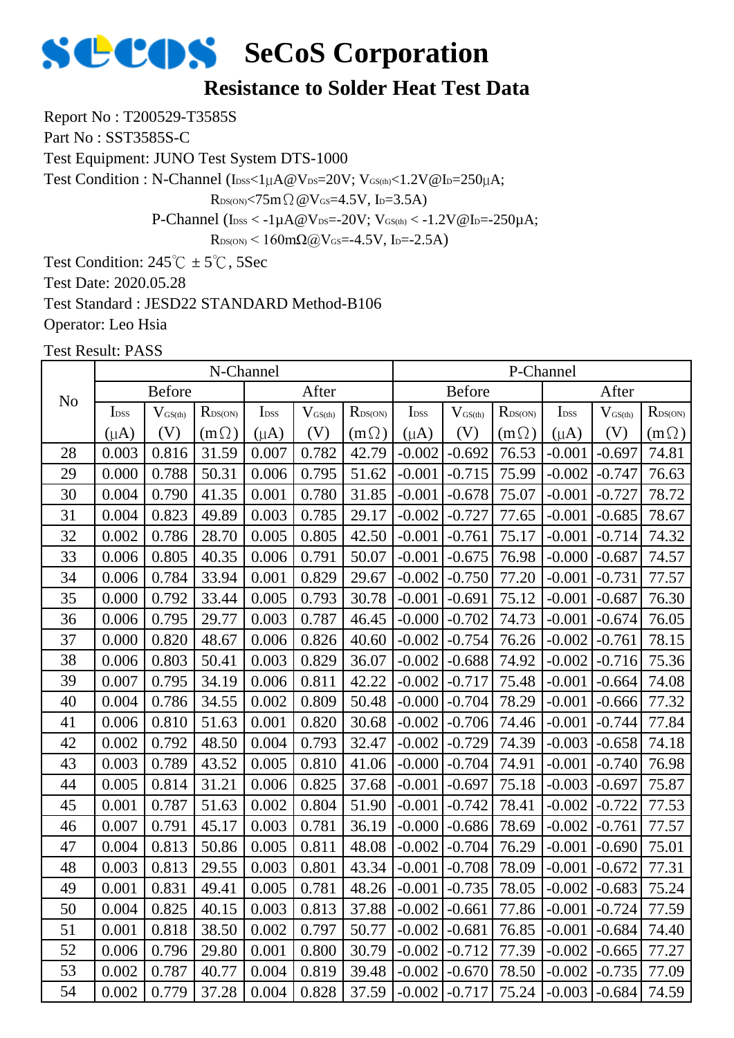# SeCoS Corporation

## Resistance to Solder Heat Test Data

Report No : T200529-T3585S

Part No : SST3585S-C

Test Equipment: JUNO Test System DTS-1000

Test Condition : N-Channel ($I_{DSS}$<1μA@$V_{DS}$=20V; $V_{GS(th)}$<1.2V@$I_D$=250μA;

$R_{DS(ON)}$<75mΩ@$V_{GS}$=4.5V, $I_D$=3.5A)

P-Channel ($I_{DSS}$ < -1μA@$V_{DS}$=-20V; $V_{GS(th)}$ < -1.2V@$I_D$=-250μA;

$R_{DS(ON)}$ < 160mΩ@$V_{GS}$=-4.5V, $I_D$=-2.5A)

Test Condition: 245℃ ± 5℃, 5Sec

Test Date: 2020.05.28

Test Standard : JESD22 STANDARD Method-B106

Operator: Leo Hsia

Test Result: PASS

| No | N-Channel | | | | | | P-Channel | | | | | |
|---|---|---|---|---|---|---|---|---|---|---|---|---|
| | Before | | | After | | | Before | | | After | | |
| | $I_{DSS}$ (μA) | $V_{GS(th)}$ (V) | $R_{DS(ON)}$ (mΩ) | $I_{DSS}$ (μA) | $V_{GS(th)}$ (V) | $R_{DS(ON)}$ (mΩ) | $I_{DSS}$ (μA) | $V_{GS(th)}$ (V) | $R_{DS(ON)}$ (mΩ) | $I_{DSS}$ (μA) | $V_{GS(th)}$ (V) | $R_{DS(ON)}$ (mΩ) |
| 28 | 0.003 | 0.816 | 31.59 | 0.007 | 0.782 | 42.79 | -0.002 | -0.692 | 76.53 | -0.001 | -0.697 | 74.81 |
| 29 | 0.000 | 0.788 | 50.31 | 0.006 | 0.795 | 51.62 | -0.001 | -0.715 | 75.99 | -0.002 | -0.747 | 76.63 |
| 30 | 0.004 | 0.790 | 41.35 | 0.001 | 0.780 | 31.85 | -0.001 | -0.678 | 75.07 | -0.001 | -0.727 | 78.72 |
| 31 | 0.004 | 0.823 | 49.89 | 0.003 | 0.785 | 29.17 | -0.002 | -0.727 | 77.65 | -0.001 | -0.685 | 78.67 |
| 32 | 0.002 | 0.786 | 28.70 | 0.005 | 0.805 | 42.50 | -0.001 | -0.761 | 75.17 | -0.001 | -0.714 | 74.32 |
| 33 | 0.006 | 0.805 | 40.35 | 0.006 | 0.791 | 50.07 | -0.001 | -0.675 | 76.98 | -0.000 | -0.687 | 74.57 |
| 34 | 0.006 | 0.784 | 33.94 | 0.001 | 0.829 | 29.67 | -0.002 | -0.750 | 77.20 | -0.001 | -0.731 | 77.57 |
| 35 | 0.000 | 0.792 | 33.44 | 0.005 | 0.793 | 30.78 | -0.001 | -0.691 | 75.12 | -0.001 | -0.687 | 76.30 |
| 36 | 0.006 | 0.795 | 29.77 | 0.003 | 0.787 | 46.45 | -0.000 | -0.702 | 74.73 | -0.001 | -0.674 | 76.05 |
| 37 | 0.000 | 0.820 | 48.67 | 0.006 | 0.826 | 40.60 | -0.002 | -0.754 | 76.26 | -0.002 | -0.761 | 78.15 |
| 38 | 0.006 | 0.803 | 50.41 | 0.003 | 0.829 | 36.07 | -0.002 | -0.688 | 74.92 | -0.002 | -0.716 | 75.36 |
| 39 | 0.007 | 0.795 | 34.19 | 0.006 | 0.811 | 42.22 | -0.002 | -0.717 | 75.48 | -0.001 | -0.664 | 74.08 |
| 40 | 0.004 | 0.786 | 34.55 | 0.002 | 0.809 | 50.48 | -0.000 | -0.704 | 78.29 | -0.001 | -0.666 | 77.32 |
| 41 | 0.006 | 0.810 | 51.63 | 0.001 | 0.820 | 30.68 | -0.002 | -0.706 | 74.46 | -0.001 | -0.744 | 77.84 |
| 42 | 0.002 | 0.792 | 48.50 | 0.004 | 0.793 | 32.47 | -0.002 | -0.729 | 74.39 | -0.003 | -0.658 | 74.18 |
| 43 | 0.003 | 0.789 | 43.52 | 0.005 | 0.810 | 41.06 | -0.000 | -0.704 | 74.91 | -0.001 | -0.740 | 76.98 |
| 44 | 0.005 | 0.814 | 31.21 | 0.006 | 0.825 | 37.68 | -0.001 | -0.697 | 75.18 | -0.003 | -0.697 | 75.87 |
| 45 | 0.001 | 0.787 | 51.63 | 0.002 | 0.804 | 51.90 | -0.001 | -0.742 | 78.41 | -0.002 | -0.722 | 77.53 |
| 46 | 0.007 | 0.791 | 45.17 | 0.003 | 0.781 | 36.19 | -0.000 | -0.686 | 78.69 | -0.002 | -0.761 | 77.57 |
| 47 | 0.004 | 0.813 | 50.86 | 0.005 | 0.811 | 48.08 | -0.002 | -0.704 | 76.29 | -0.001 | -0.690 | 75.01 |
| 48 | 0.003 | 0.813 | 29.55 | 0.003 | 0.801 | 43.34 | -0.001 | -0.708 | 78.09 | -0.001 | -0.672 | 77.31 |
| 49 | 0.001 | 0.831 | 49.41 | 0.005 | 0.781 | 48.26 | -0.001 | -0.735 | 78.05 | -0.002 | -0.683 | 75.24 |
| 50 | 0.004 | 0.825 | 40.15 | 0.003 | 0.813 | 37.88 | -0.002 | -0.661 | 77.86 | -0.001 | -0.724 | 77.59 |
| 51 | 0.001 | 0.818 | 38.50 | 0.002 | 0.797 | 50.77 | -0.002 | -0.681 | 76.85 | -0.001 | -0.684 | 74.40 |
| 52 | 0.006 | 0.796 | 29.80 | 0.001 | 0.800 | 30.79 | -0.002 | -0.712 | 77.39 | -0.002 | -0.665 | 77.27 |
| 53 | 0.002 | 0.787 | 40.77 | 0.004 | 0.819 | 39.48 | -0.002 | -0.670 | 78.50 | -0.002 | -0.735 | 77.09 |
| 54 | 0.002 | 0.779 | 37.28 | 0.004 | 0.828 | 37.59 | -0.002 | -0.717 | 75.24 | -0.003 | -0.684 | 74.59 |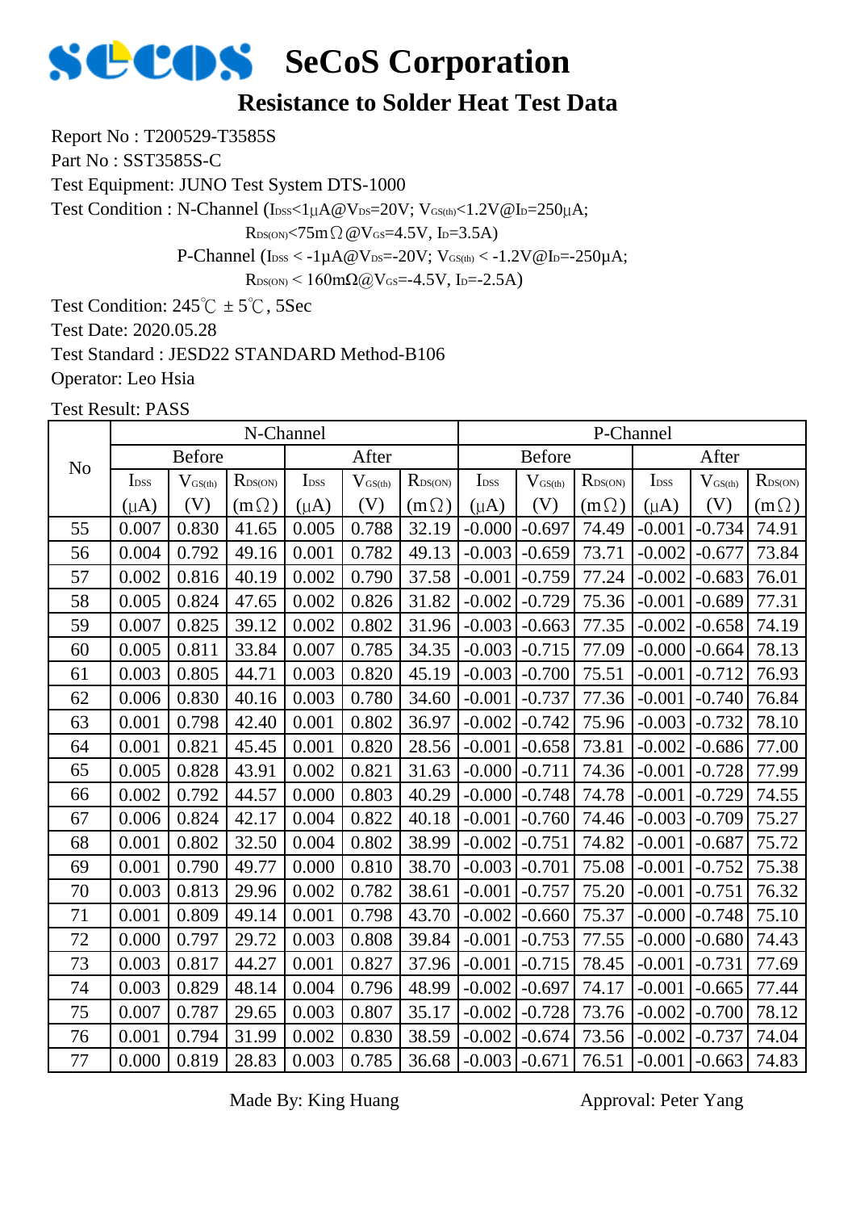# SeCoS Corporation

## Resistance to Solder Heat Test Data

Report No : T200529-T3585S

Part No : SST3585S-C

Test Equipment: JUNO Test System DTS-1000

Test Condition : N-Channel ($I_{DSS}$<1μA@$V_{DS}$=20V; $V_{GS(th)}$<1.2V@$I_D$=250μA;

$R_{DS(ON)}$<75mΩ@$V_{GS}$=4.5V, $I_D$=3.5A)

P-Channel ($I_{DSS}$ < -1μA@$V_{DS}$=-20V; $V_{GS(th)}$ < -1.2V@$I_D$=-250μA;

$R_{DS(ON)}$ < 160mΩ@$V_{GS}$=-4.5V, $I_D$=-2.5A)

Test Condition: 245℃ ± 5℃, 5Sec

Test Date: 2020.05.28

Test Standard : JESD22 STANDARD Method-B106

Operator: Leo Hsia

Test Result: PASS

| No | N-Channel | | | | | | P-Channel | | | | | |
|---|---|---|---|---|---|---|---|---|---|---|---|---|
| | Before | | | After | | | Before | | | After | | |
| | $I_{DSS}$ (μA) | $V_{GS(th)}$ (V) | $R_{DS(ON)}$ (mΩ) | $I_{DSS}$ (μA) | $V_{GS(th)}$ (V) | $R_{DS(ON)}$ (mΩ) | $I_{DSS}$ (μA) | $V_{GS(th)}$ (V) | $R_{DS(ON)}$ (mΩ) | $I_{DSS}$ (μA) | $V_{GS(th)}$ (V) | $R_{DS(ON)}$ (mΩ) |
| 55 | 0.007 | 0.830 | 41.65 | 0.005 | 0.788 | 32.19 | -0.000 | -0.697 | 74.49 | -0.001 | -0.734 | 74.91 |
| 56 | 0.004 | 0.792 | 49.16 | 0.001 | 0.782 | 49.13 | -0.003 | -0.659 | 73.71 | -0.002 | -0.677 | 73.84 |
| 57 | 0.002 | 0.816 | 40.19 | 0.002 | 0.790 | 37.58 | -0.001 | -0.759 | 77.24 | -0.002 | -0.683 | 76.01 |
| 58 | 0.005 | 0.824 | 47.65 | 0.002 | 0.826 | 31.82 | -0.002 | -0.729 | 75.36 | -0.001 | -0.689 | 77.31 |
| 59 | 0.007 | 0.825 | 39.12 | 0.002 | 0.802 | 31.96 | -0.003 | -0.663 | 77.35 | -0.002 | -0.658 | 74.19 |
| 60 | 0.005 | 0.811 | 33.84 | 0.007 | 0.785 | 34.35 | -0.003 | -0.715 | 77.09 | -0.000 | -0.664 | 78.13 |
| 61 | 0.003 | 0.805 | 44.71 | 0.003 | 0.820 | 45.19 | -0.003 | -0.700 | 75.51 | -0.001 | -0.712 | 76.93 |
| 62 | 0.006 | 0.830 | 40.16 | 0.003 | 0.780 | 34.60 | -0.001 | -0.737 | 77.36 | -0.001 | -0.740 | 76.84 |
| 63 | 0.001 | 0.798 | 42.40 | 0.001 | 0.802 | 36.97 | -0.002 | -0.742 | 75.96 | -0.003 | -0.732 | 78.10 |
| 64 | 0.001 | 0.821 | 45.45 | 0.001 | 0.820 | 28.56 | -0.001 | -0.658 | 73.81 | -0.002 | -0.686 | 77.00 |
| 65 | 0.005 | 0.828 | 43.91 | 0.002 | 0.821 | 31.63 | -0.000 | -0.711 | 74.36 | -0.001 | -0.728 | 77.99 |
| 66 | 0.002 | 0.792 | 44.57 | 0.000 | 0.803 | 40.29 | -0.000 | -0.748 | 74.78 | -0.001 | -0.729 | 74.55 |
| 67 | 0.006 | 0.824 | 42.17 | 0.004 | 0.822 | 40.18 | -0.001 | -0.760 | 74.46 | -0.003 | -0.709 | 75.27 |
| 68 | 0.001 | 0.802 | 32.50 | 0.004 | 0.802 | 38.99 | -0.002 | -0.751 | 74.82 | -0.001 | -0.687 | 75.72 |
| 69 | 0.001 | 0.790 | 49.77 | 0.000 | 0.810 | 38.70 | -0.003 | -0.701 | 75.08 | -0.001 | -0.752 | 75.38 |
| 70 | 0.003 | 0.813 | 29.96 | 0.002 | 0.782 | 38.61 | -0.001 | -0.757 | 75.20 | -0.001 | -0.751 | 76.32 |
| 71 | 0.001 | 0.809 | 49.14 | 0.001 | 0.798 | 43.70 | -0.002 | -0.660 | 75.37 | -0.000 | -0.748 | 75.10 |
| 72 | 0.000 | 0.797 | 29.72 | 0.003 | 0.808 | 39.84 | -0.001 | -0.753 | 77.55 | -0.000 | -0.680 | 74.43 |
| 73 | 0.003 | 0.817 | 44.27 | 0.001 | 0.827 | 37.96 | -0.001 | -0.715 | 78.45 | -0.001 | -0.731 | 77.69 |
| 74 | 0.003 | 0.829 | 48.14 | 0.004 | 0.796 | 48.99 | -0.002 | -0.697 | 74.17 | -0.001 | -0.665 | 77.44 |
| 75 | 0.007 | 0.787 | 29.65 | 0.003 | 0.807 | 35.17 | -0.002 | -0.728 | 73.76 | -0.002 | -0.700 | 78.12 |
| 76 | 0.001 | 0.794 | 31.99 | 0.002 | 0.830 | 38.59 | -0.002 | -0.674 | 73.56 | -0.002 | -0.737 | 74.04 |
| 77 | 0.000 | 0.819 | 28.83 | 0.003 | 0.785 | 36.68 | -0.003 | -0.671 | 76.51 | -0.001 | -0.663 | 74.83 |

Made By: King Huang　　　　　　Approval: Peter Yang